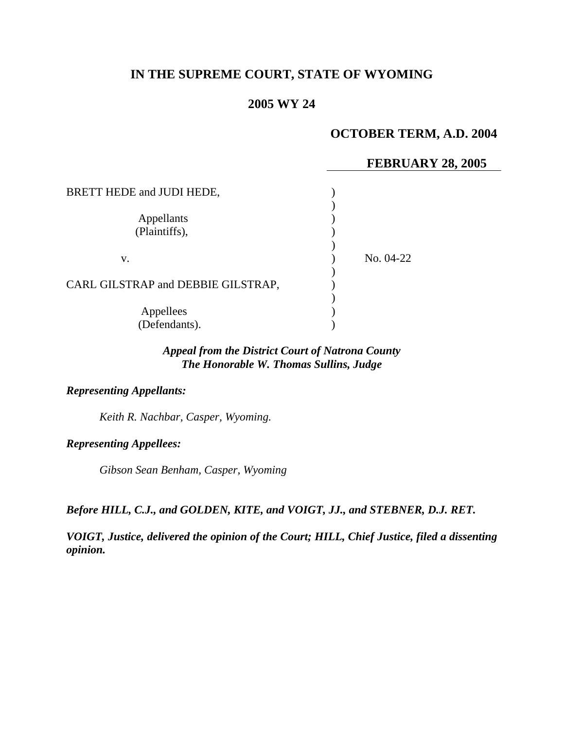**IN THE SUPREME COURT, STATE OF WYOMING**

**2005 WY 24**

**OCTOBER TERM, A.D. 2004**

**FEBRUARY 28, 2005**

| | | |
|---|---|---|
| BRETT HEDE and JUDI HEDE, | ) | |
| | ) | |
| Appellants | ) | |
| (Plaintiffs), | ) | |
| | ) | |
| v. | ) | No. 04-22 |
| | ) | |
| CARL GILSTRAP and DEBBIE GILSTRAP, | ) | |
| | ) | |
| Appellees | ) | |
| (Defendants). | ) | |

***Appeal from the District Court of Natrona County***
***The Honorable W. Thomas Sullins, Judge***

***Representing Appellants:***

*Keith R. Nachbar, Casper, Wyoming.*

***Representing Appellees:***

*Gibson Sean Benham, Casper, Wyoming*

***Before HILL, C.J., and GOLDEN, KITE, and VOIGT, JJ., and STEBNER, D.J. RET.***

***VOIGT, Justice, delivered the opinion of the Court; HILL, Chief Justice, filed a dissenting opinion.***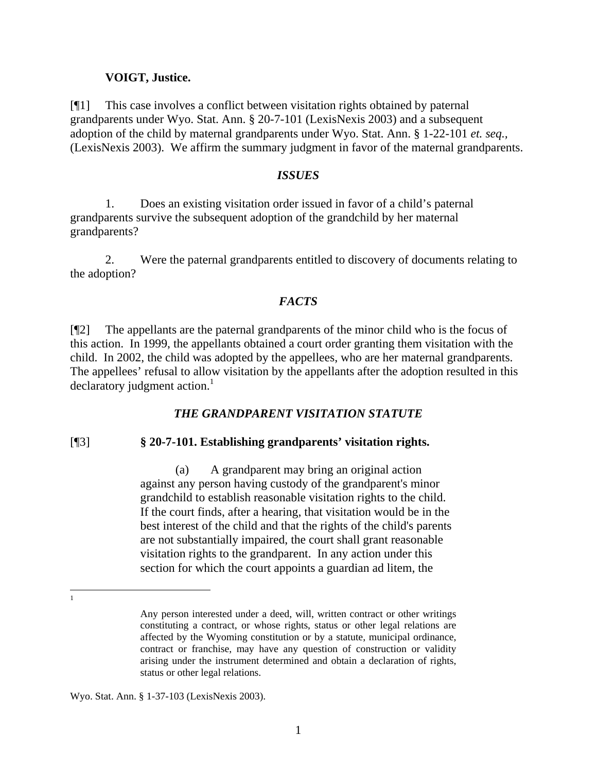**VOIGT, Justice.**

[¶1] This case involves a conflict between visitation rights obtained by paternal grandparents under Wyo. Stat. Ann. § 20-7-101 (LexisNexis 2003) and a subsequent adoption of the child by maternal grandparents under Wyo. Stat. Ann. § 1-22-101 *et. seq.,* (LexisNexis 2003). We affirm the summary judgment in favor of the maternal grandparents.

## *ISSUES*

1. Does an existing visitation order issued in favor of a child's paternal grandparents survive the subsequent adoption of the grandchild by her maternal grandparents?

2. Were the paternal grandparents entitled to discovery of documents relating to the adoption?

## *FACTS*

[¶2] The appellants are the paternal grandparents of the minor child who is the focus of this action. In 1999, the appellants obtained a court order granting them visitation with the child. In 2002, the child was adopted by the appellees, who are her maternal grandparents. The appellees' refusal to allow visitation by the appellants after the adoption resulted in this declaratory judgment action.[1]

## *THE GRANDPARENT VISITATION STATUTE*

[¶3] **§ 20-7-101. Establishing grandparents' visitation rights.**

> (a) A grandparent may bring an original action against any person having custody of the grandparent's minor grandchild to establish reasonable visitation rights to the child. If the court finds, after a hearing, that visitation would be in the best interest of the child and that the rights of the child's parents are not substantially impaired, the court shall grant reasonable visitation rights to the grandparent. In any action under this section for which the court appoints a guardian ad litem, the

---

[1]

> Any person interested under a deed, will, written contract or other writings constituting a contract, or whose rights, status or other legal relations are affected by the Wyoming constitution or by a statute, municipal ordinance, contract or franchise, may have any question of construction or validity arising under the instrument determined and obtain a declaration of rights, status or other legal relations.

Wyo. Stat. Ann. § 1-37-103 (LexisNexis 2003).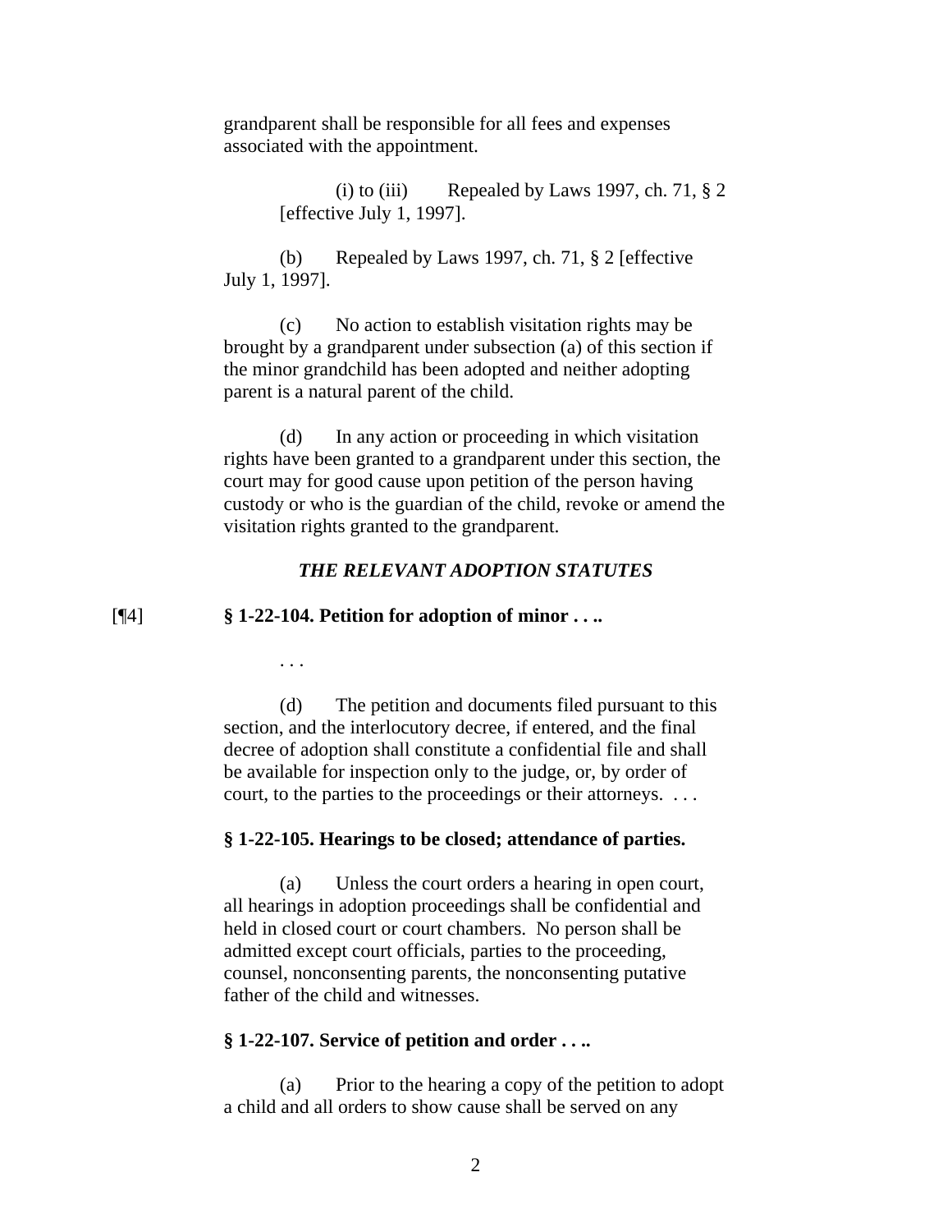grandparent shall be responsible for all fees and expenses associated with the appointment.

(i) to (iii) Repealed by Laws 1997, ch. 71, § 2 [effective July 1, 1997].

(b) Repealed by Laws 1997, ch. 71, § 2 [effective July 1, 1997].

(c) No action to establish visitation rights may be brought by a grandparent under subsection (a) of this section if the minor grandchild has been adopted and neither adopting parent is a natural parent of the child.

(d) In any action or proceeding in which visitation rights have been granted to a grandparent under this section, the court may for good cause upon petition of the person having custody or who is the guardian of the child, revoke or amend the visitation rights granted to the grandparent.

***THE RELEVANT ADOPTION STATUTES***

[¶4] **§ 1-22-104. Petition for adoption of minor . . ..**

. . .

(d) The petition and documents filed pursuant to this section, and the interlocutory decree, if entered, and the final decree of adoption shall constitute a confidential file and shall be available for inspection only to the judge, or, by order of court, to the parties to the proceedings or their attorneys. . . .

**§ 1-22-105. Hearings to be closed; attendance of parties.**

(a) Unless the court orders a hearing in open court, all hearings in adoption proceedings shall be confidential and held in closed court or court chambers. No person shall be admitted except court officials, parties to the proceeding, counsel, nonconsenting parents, the nonconsenting putative father of the child and witnesses.

**§ 1-22-107. Service of petition and order . . ..**

(a) Prior to the hearing a copy of the petition to adopt a child and all orders to show cause shall be served on any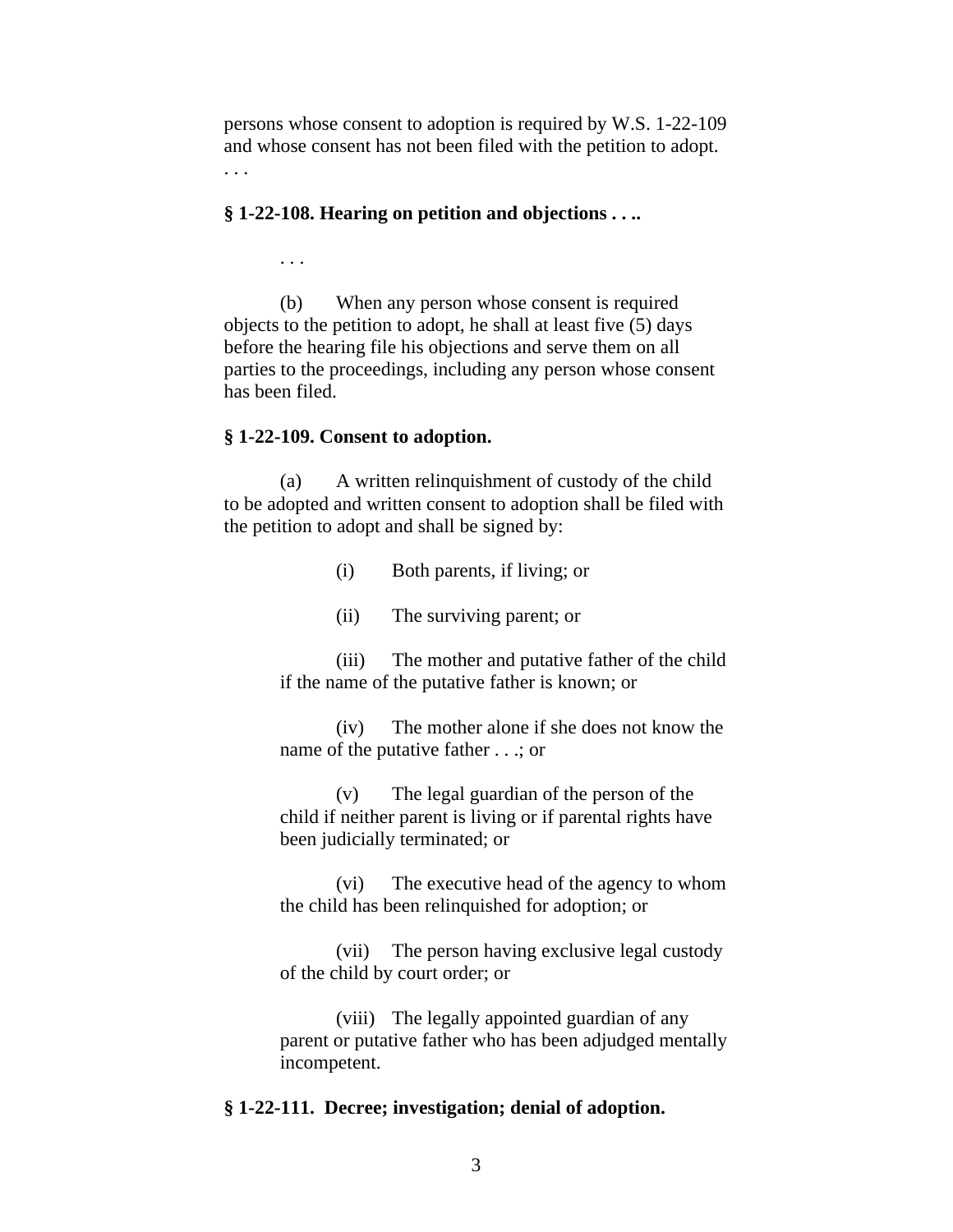persons whose consent to adoption is required by W.S. 1-22-109 and whose consent has not been filed with the petition to adopt. . . .

**§ 1-22-108. Hearing on petition and objections . . ..**

. . .

(b) When any person whose consent is required objects to the petition to adopt, he shall at least five (5) days before the hearing file his objections and serve them on all parties to the proceedings, including any person whose consent has been filed.

**§ 1-22-109. Consent to adoption.**

(a) A written relinquishment of custody of the child to be adopted and written consent to adoption shall be filed with the petition to adopt and shall be signed by:

(i) Both parents, if living; or

(ii) The surviving parent; or

(iii) The mother and putative father of the child if the name of the putative father is known; or

(iv) The mother alone if she does not know the name of the putative father . . .; or

(v) The legal guardian of the person of the child if neither parent is living or if parental rights have been judicially terminated; or

(vi) The executive head of the agency to whom the child has been relinquished for adoption; or

(vii) The person having exclusive legal custody of the child by court order; or

(viii) The legally appointed guardian of any parent or putative father who has been adjudged mentally incompetent.

**§ 1-22-111. Decree; investigation; denial of adoption.**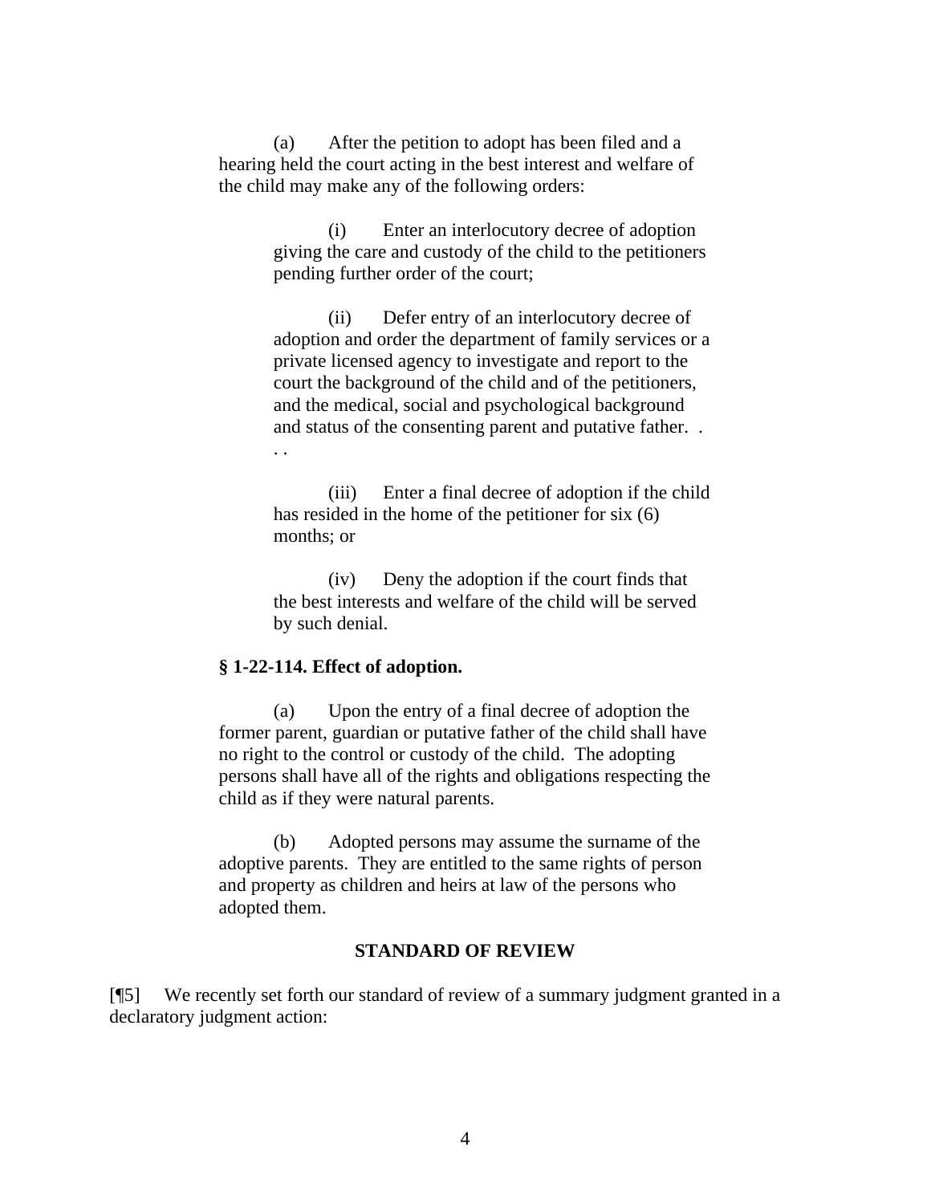> (a) After the petition to adopt has been filed and a hearing held the court acting in the best interest and welfare of the child may make any of the following orders:
>
> > (i) Enter an interlocutory decree of adoption giving the care and custody of the child to the petitioners pending further order of the court;
> >
> > (ii) Defer entry of an interlocutory decree of adoption and order the department of family services or a private licensed agency to investigate and report to the court the background of the child and of the petitioners, and the medical, social and psychological background and status of the consenting parent and putative father. . . .
> >
> > (iii) Enter a final decree of adoption if the child has resided in the home of the petitioner for six (6) months; or
> >
> > (iv) Deny the adoption if the court finds that the best interests and welfare of the child will be served by such denial.
>
> **§ 1-22-114. Effect of adoption.**
>
> (a) Upon the entry of a final decree of adoption the former parent, guardian or putative father of the child shall have no right to the control or custody of the child. The adopting persons shall have all of the rights and obligations respecting the child as if they were natural parents.
>
> (b) Adopted persons may assume the surname of the adoptive parents. They are entitled to the same rights of person and property as children and heirs at law of the persons who adopted them.

## STANDARD OF REVIEW

[¶5] We recently set forth our standard of review of a summary judgment granted in a declaratory judgment action: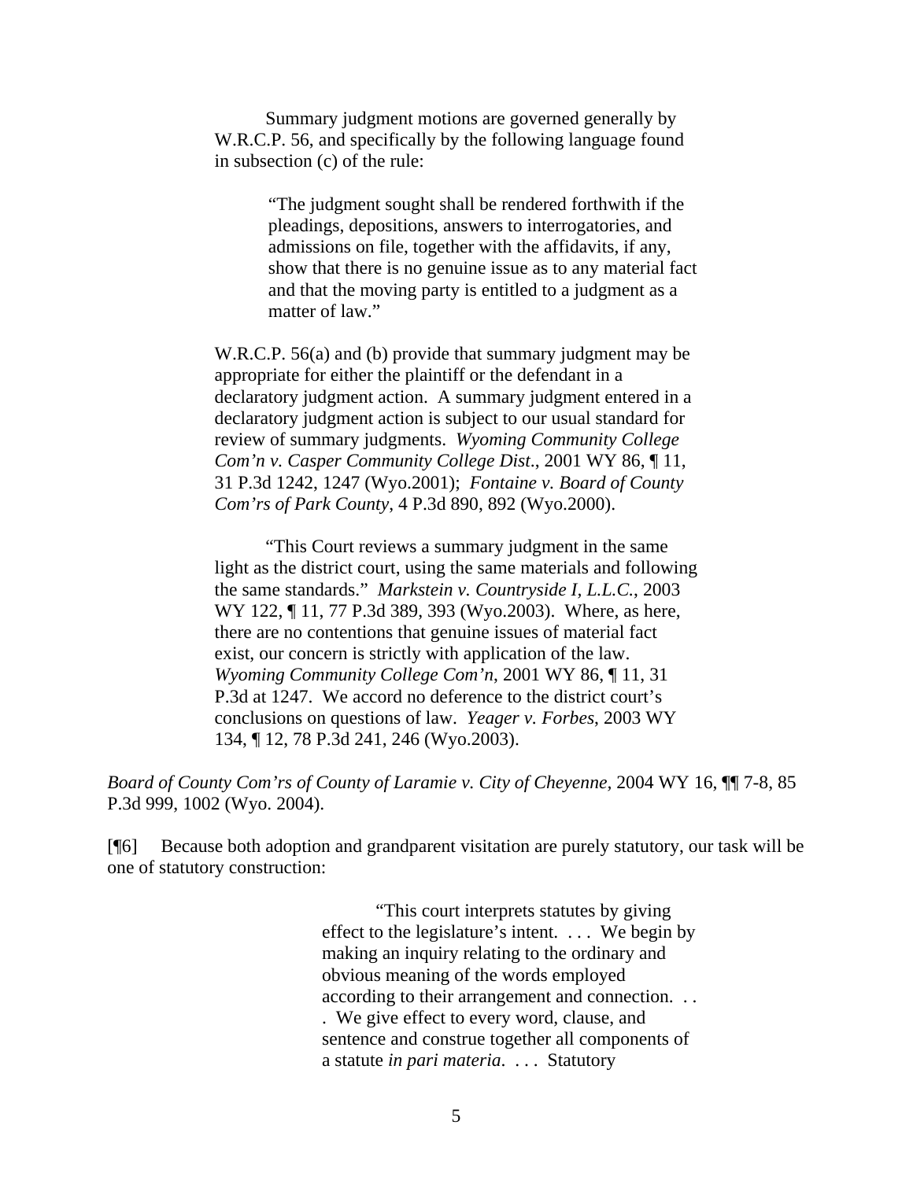> Summary judgment motions are governed generally by W.R.C.P. 56, and specifically by the following language found in subsection (c) of the rule:
>
> > "The judgment sought shall be rendered forthwith if the pleadings, depositions, answers to interrogatories, and admissions on file, together with the affidavits, if any, show that there is no genuine issue as to any material fact and that the moving party is entitled to a judgment as a matter of law."
>
> W.R.C.P. 56(a) and (b) provide that summary judgment may be appropriate for either the plaintiff or the defendant in a declaratory judgment action. A summary judgment entered in a declaratory judgment action is subject to our usual standard for review of summary judgments. *Wyoming Community College Com'n v. Casper Community College Dist*., 2001 WY 86, ¶ 11, 31 P.3d 1242, 1247 (Wyo.2001); *Fontaine v. Board of County Com'rs of Park County*, 4 P.3d 890, 892 (Wyo.2000).
>
> "This Court reviews a summary judgment in the same light as the district court, using the same materials and following the same standards." *Markstein v. Countryside I, L.L.C.*, 2003 WY 122, ¶ 11, 77 P.3d 389, 393 (Wyo.2003). Where, as here, there are no contentions that genuine issues of material fact exist, our concern is strictly with application of the law. *Wyoming Community College Com'n*, 2001 WY 86, ¶ 11, 31 P.3d at 1247. We accord no deference to the district court's conclusions on questions of law. *Yeager v. Forbes*, 2003 WY 134, ¶ 12, 78 P.3d 241, 246 (Wyo.2003).

*Board of County Com'rs of County of Laramie v. City of Cheyenne*, 2004 WY 16, ¶¶ 7-8, 85 P.3d 999, 1002 (Wyo. 2004).

[¶6] Because both adoption and grandparent visitation are purely statutory, our task will be one of statutory construction:

> "This court interprets statutes by giving effect to the legislature's intent. . . . We begin by making an inquiry relating to the ordinary and obvious meaning of the words employed according to their arrangement and connection. . . . We give effect to every word, clause, and sentence and construe together all components of a statute *in pari materia*. . . . Statutory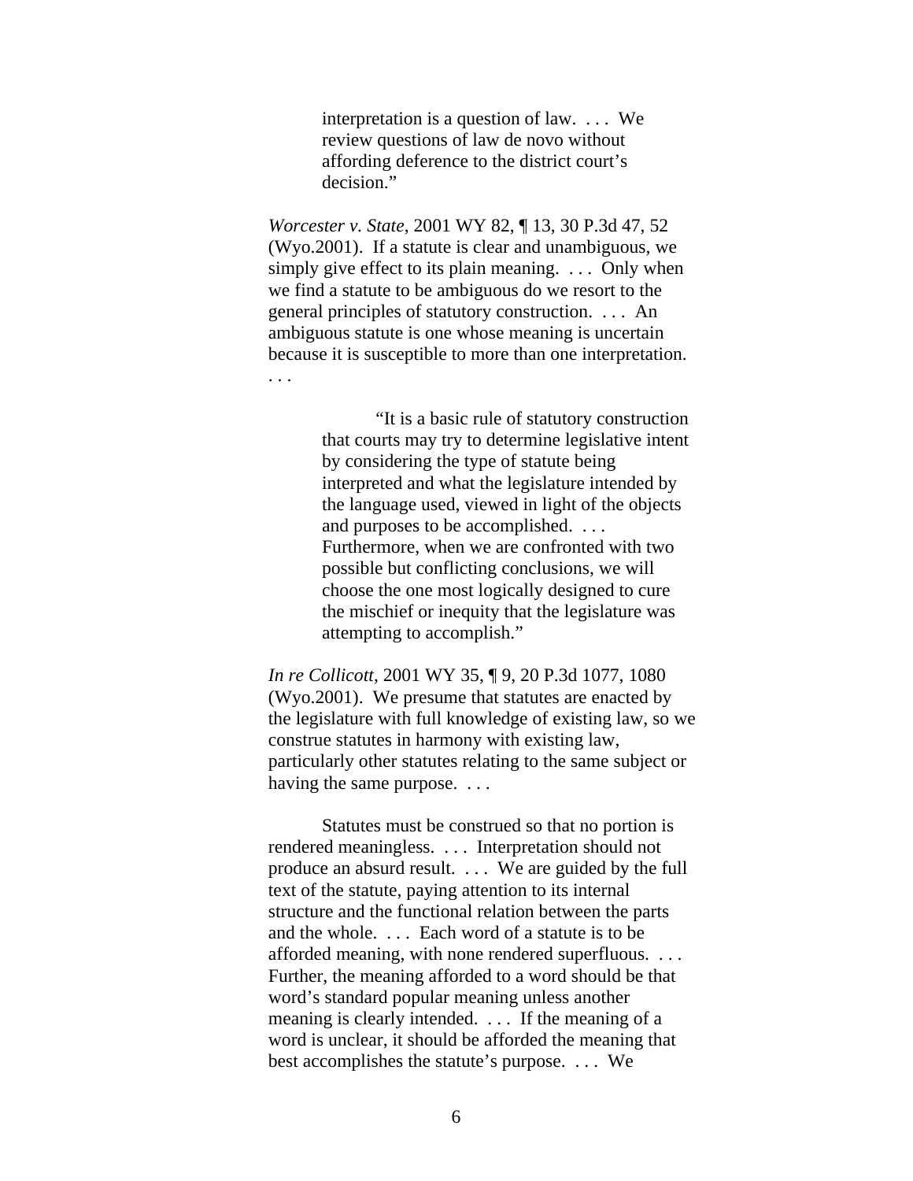> interpretation is a question of law. . . . We review questions of law de novo without affording deference to the district court's decision."

*Worcester v. State*, 2001 WY 82, ¶ 13, 30 P.3d 47, 52 (Wyo.2001). If a statute is clear and unambiguous, we simply give effect to its plain meaning. . . . Only when we find a statute to be ambiguous do we resort to the general principles of statutory construction. . . . An ambiguous statute is one whose meaning is uncertain because it is susceptible to more than one interpretation. . . .

> "It is a basic rule of statutory construction that courts may try to determine legislative intent by considering the type of statute being interpreted and what the legislature intended by the language used, viewed in light of the objects and purposes to be accomplished. . . . Furthermore, when we are confronted with two possible but conflicting conclusions, we will choose the one most logically designed to cure the mischief or inequity that the legislature was attempting to accomplish."

*In re Collicott*, 2001 WY 35, ¶ 9, 20 P.3d 1077, 1080 (Wyo.2001). We presume that statutes are enacted by the legislature with full knowledge of existing law, so we construe statutes in harmony with existing law, particularly other statutes relating to the same subject or having the same purpose. . . .

Statutes must be construed so that no portion is rendered meaningless. . . . Interpretation should not produce an absurd result. . . . We are guided by the full text of the statute, paying attention to its internal structure and the functional relation between the parts and the whole. . . . Each word of a statute is to be afforded meaning, with none rendered superfluous. . . . Further, the meaning afforded to a word should be that word's standard popular meaning unless another meaning is clearly intended. . . . If the meaning of a word is unclear, it should be afforded the meaning that best accomplishes the statute's purpose. . . . We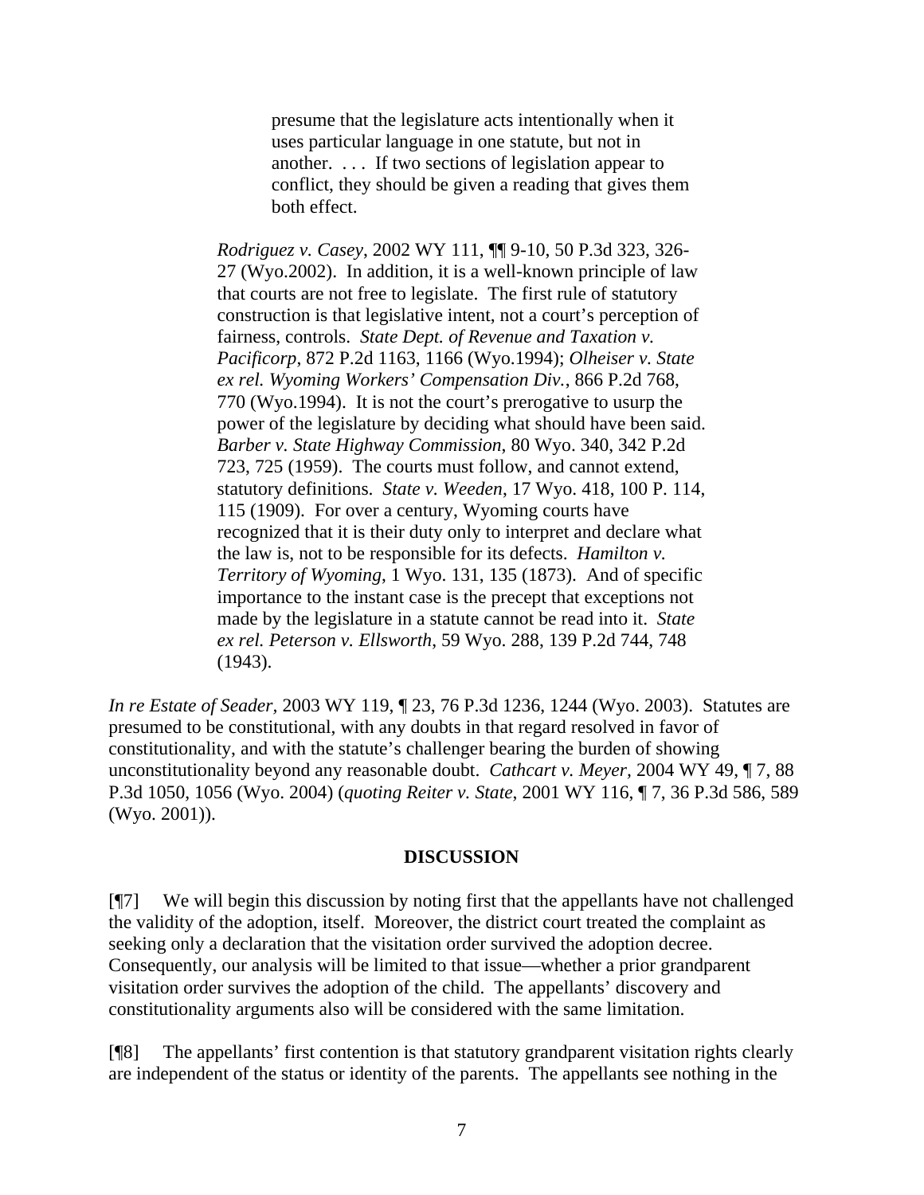> > presume that the legislature acts intentionally when it uses particular language in one statute, but not in another. . . . If two sections of legislation appear to conflict, they should be given a reading that gives them both effect.
>
> *Rodriguez v. Casey*, 2002 WY 111, ¶¶ 9-10, 50 P.3d 323, 326-27 (Wyo.2002). In addition, it is a well-known principle of law that courts are not free to legislate. The first rule of statutory construction is that legislative intent, not a court's perception of fairness, controls. *State Dept. of Revenue and Taxation v. Pacificorp*, 872 P.2d 1163, 1166 (Wyo.1994); *Olheiser v. State ex rel. Wyoming Workers' Compensation Div.*, 866 P.2d 768, 770 (Wyo.1994). It is not the court's prerogative to usurp the power of the legislature by deciding what should have been said. *Barber v. State Highway Commission*, 80 Wyo. 340, 342 P.2d 723, 725 (1959). The courts must follow, and cannot extend, statutory definitions. *State v. Weeden*, 17 Wyo. 418, 100 P. 114, 115 (1909). For over a century, Wyoming courts have recognized that it is their duty only to interpret and declare what the law is, not to be responsible for its defects. *Hamilton v. Territory of Wyoming*, 1 Wyo. 131, 135 (1873). And of specific importance to the instant case is the precept that exceptions not made by the legislature in a statute cannot be read into it. *State ex rel. Peterson v. Ellsworth*, 59 Wyo. 288, 139 P.2d 744, 748 (1943).

*In re Estate of Seader*, 2003 WY 119, ¶ 23, 76 P.3d 1236, 1244 (Wyo. 2003). Statutes are presumed to be constitutional, with any doubts in that regard resolved in favor of constitutionality, and with the statute's challenger bearing the burden of showing unconstitutionality beyond any reasonable doubt. *Cathcart v. Meyer*, 2004 WY 49, ¶ 7, 88 P.3d 1050, 1056 (Wyo. 2004) (*quoting Reiter v. State*, 2001 WY 116, ¶ 7, 36 P.3d 586, 589 (Wyo. 2001)).

**DISCUSSION**

[¶7] We will begin this discussion by noting first that the appellants have not challenged the validity of the adoption, itself. Moreover, the district court treated the complaint as seeking only a declaration that the visitation order survived the adoption decree. Consequently, our analysis will be limited to that issue—whether a prior grandparent visitation order survives the adoption of the child. The appellants' discovery and constitutionality arguments also will be considered with the same limitation.

[¶8] The appellants' first contention is that statutory grandparent visitation rights clearly are independent of the status or identity of the parents. The appellants see nothing in the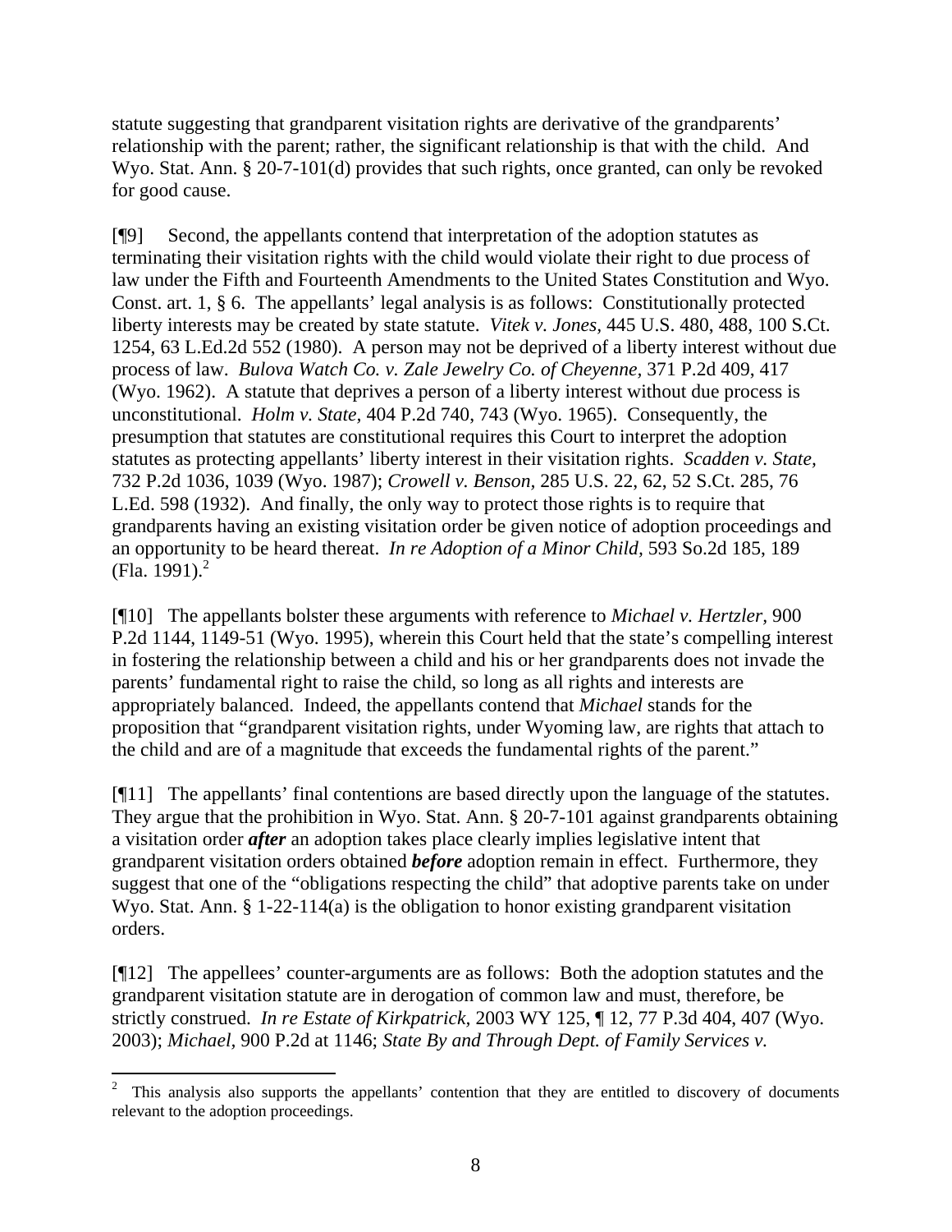statute suggesting that grandparent visitation rights are derivative of the grandparents' relationship with the parent; rather, the significant relationship is that with the child. And Wyo. Stat. Ann. § 20-7-101(d) provides that such rights, once granted, can only be revoked for good cause.

[¶9] Second, the appellants contend that interpretation of the adoption statutes as terminating their visitation rights with the child would violate their right to due process of law under the Fifth and Fourteenth Amendments to the United States Constitution and Wyo. Const. art. 1, § 6. The appellants' legal analysis is as follows: Constitutionally protected liberty interests may be created by state statute. *Vitek v. Jones,* 445 U.S. 480, 488, 100 S.Ct. 1254, 63 L.Ed.2d 552 (1980). A person may not be deprived of a liberty interest without due process of law. *Bulova Watch Co. v. Zale Jewelry Co. of Cheyenne*, 371 P.2d 409, 417 (Wyo. 1962). A statute that deprives a person of a liberty interest without due process is unconstitutional. *Holm v. State,* 404 P.2d 740, 743 (Wyo. 1965). Consequently, the presumption that statutes are constitutional requires this Court to interpret the adoption statutes as protecting appellants' liberty interest in their visitation rights. *Scadden v. State,* 732 P.2d 1036, 1039 (Wyo. 1987); *Crowell v. Benson,* 285 U.S. 22, 62, 52 S.Ct. 285, 76 L.Ed. 598 (1932). And finally, the only way to protect those rights is to require that grandparents having an existing visitation order be given notice of adoption proceedings and an opportunity to be heard thereat. *In re Adoption of a Minor Child,* 593 So.2d 185, 189 (Fla. 1991).[2]

[¶10] The appellants bolster these arguments with reference to *Michael v. Hertzler,* 900 P.2d 1144, 1149-51 (Wyo. 1995), wherein this Court held that the state's compelling interest in fostering the relationship between a child and his or her grandparents does not invade the parents' fundamental right to raise the child, so long as all rights and interests are appropriately balanced. Indeed, the appellants contend that *Michael* stands for the proposition that "grandparent visitation rights, under Wyoming law, are rights that attach to the child and are of a magnitude that exceeds the fundamental rights of the parent."

[¶11] The appellants' final contentions are based directly upon the language of the statutes. They argue that the prohibition in Wyo. Stat. Ann. § 20-7-101 against grandparents obtaining a visitation order ***after*** an adoption takes place clearly implies legislative intent that grandparent visitation orders obtained ***before*** adoption remain in effect. Furthermore, they suggest that one of the "obligations respecting the child" that adoptive parents take on under Wyo. Stat. Ann. § 1-22-114(a) is the obligation to honor existing grandparent visitation orders.

[¶12] The appellees' counter-arguments are as follows: Both the adoption statutes and the grandparent visitation statute are in derogation of common law and must, therefore, be strictly construed. *In re Estate of Kirkpatrick,* 2003 WY 125, ¶ 12, 77 P.3d 404, 407 (Wyo. 2003); *Michael,* 900 P.2d at 1146; *State By and Through Dept. of Family Services v.*

---

[2] This analysis also supports the appellants' contention that they are entitled to discovery of documents relevant to the adoption proceedings.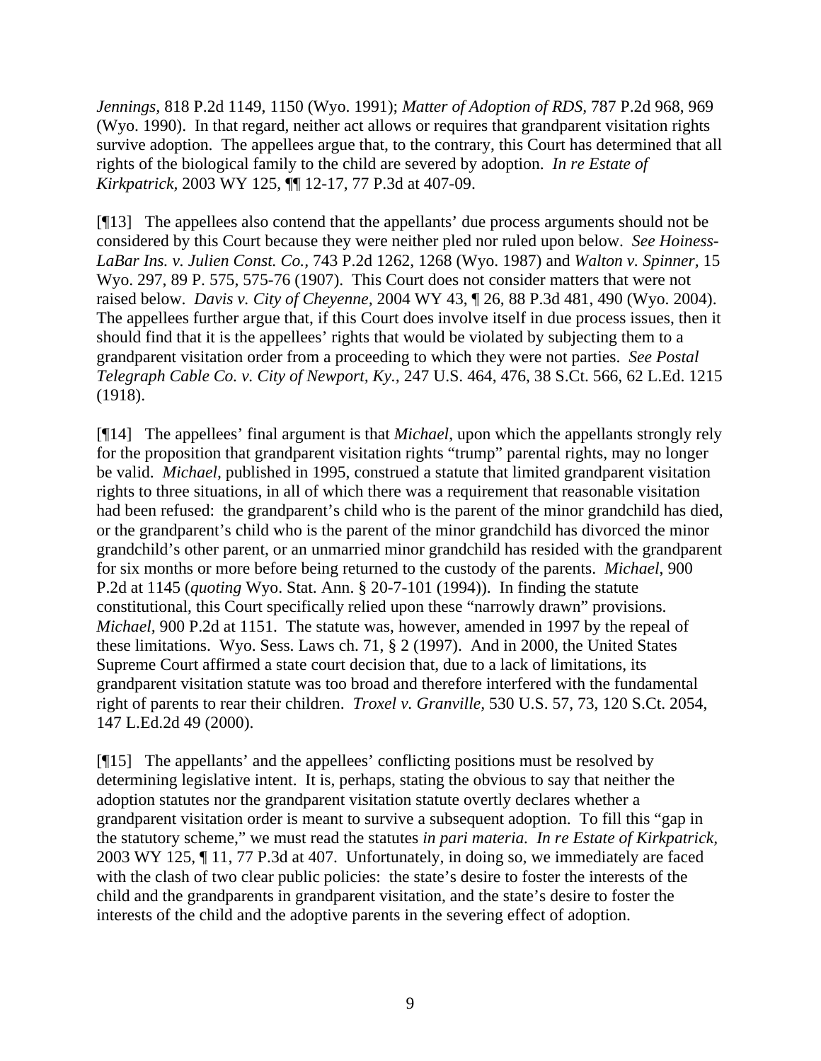*Jennings,* 818 P.2d 1149, 1150 (Wyo. 1991); *Matter of Adoption of RDS,* 787 P.2d 968, 969 (Wyo. 1990). In that regard, neither act allows or requires that grandparent visitation rights survive adoption. The appellees argue that, to the contrary, this Court has determined that all rights of the biological family to the child are severed by adoption. *In re Estate of Kirkpatrick,* 2003 WY 125, ¶¶ 12-17, 77 P.3d at 407-09.

[¶13] The appellees also contend that the appellants' due process arguments should not be considered by this Court because they were neither pled nor ruled upon below. *See Hoiness-LaBar Ins. v. Julien Const. Co.,* 743 P.2d 1262, 1268 (Wyo. 1987) and *Walton v. Spinner,* 15 Wyo. 297, 89 P. 575, 575-76 (1907). This Court does not consider matters that were not raised below. *Davis v. City of Cheyenne,* 2004 WY 43, ¶ 26, 88 P.3d 481, 490 (Wyo. 2004). The appellees further argue that, if this Court does involve itself in due process issues, then it should find that it is the appellees' rights that would be violated by subjecting them to a grandparent visitation order from a proceeding to which they were not parties. *See Postal Telegraph Cable Co. v. City of Newport, Ky.,* 247 U.S. 464, 476, 38 S.Ct. 566, 62 L.Ed. 1215 (1918).

[¶14] The appellees' final argument is that *Michael*, upon which the appellants strongly rely for the proposition that grandparent visitation rights "trump" parental rights, may no longer be valid. *Michael,* published in 1995, construed a statute that limited grandparent visitation rights to three situations, in all of which there was a requirement that reasonable visitation had been refused: the grandparent's child who is the parent of the minor grandchild has died, or the grandparent's child who is the parent of the minor grandchild has divorced the minor grandchild's other parent, or an unmarried minor grandchild has resided with the grandparent for six months or more before being returned to the custody of the parents. *Michael,* 900 P.2d at 1145 (*quoting* Wyo. Stat. Ann. § 20-7-101 (1994)). In finding the statute constitutional, this Court specifically relied upon these "narrowly drawn" provisions. *Michael,* 900 P.2d at 1151. The statute was, however, amended in 1997 by the repeal of these limitations. Wyo. Sess. Laws ch. 71, § 2 (1997). And in 2000, the United States Supreme Court affirmed a state court decision that, due to a lack of limitations, its grandparent visitation statute was too broad and therefore interfered with the fundamental right of parents to rear their children. *Troxel v. Granville,* 530 U.S. 57, 73, 120 S.Ct. 2054, 147 L.Ed.2d 49 (2000).

[¶15] The appellants' and the appellees' conflicting positions must be resolved by determining legislative intent. It is, perhaps, stating the obvious to say that neither the adoption statutes nor the grandparent visitation statute overtly declares whether a grandparent visitation order is meant to survive a subsequent adoption. To fill this "gap in the statutory scheme," we must read the statutes *in pari materia. In re Estate of Kirkpatrick,* 2003 WY 125, ¶ 11, 77 P.3d at 407. Unfortunately, in doing so, we immediately are faced with the clash of two clear public policies: the state's desire to foster the interests of the child and the grandparents in grandparent visitation, and the state's desire to foster the interests of the child and the adoptive parents in the severing effect of adoption.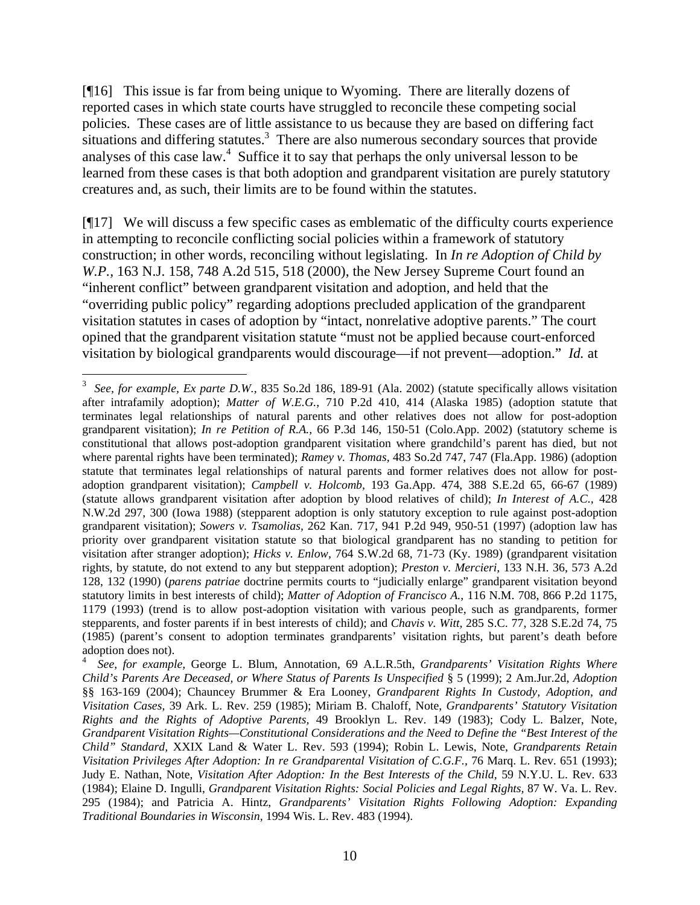[¶16] This issue is far from being unique to Wyoming. There are literally dozens of reported cases in which state courts have struggled to reconcile these competing social policies. These cases are of little assistance to us because they are based on differing fact situations and differing statutes.[3] There are also numerous secondary sources that provide analyses of this case law.[4] Suffice it to say that perhaps the only universal lesson to be learned from these cases is that both adoption and grandparent visitation are purely statutory creatures and, as such, their limits are to be found within the statutes.

[¶17] We will discuss a few specific cases as emblematic of the difficulty courts experience in attempting to reconcile conflicting social policies within a framework of statutory construction; in other words, reconciling without legislating. In *In re Adoption of Child by W.P.*, 163 N.J. 158, 748 A.2d 515, 518 (2000), the New Jersey Supreme Court found an "inherent conflict" between grandparent visitation and adoption, and held that the "overriding public policy" regarding adoptions precluded application of the grandparent visitation statutes in cases of adoption by "intact, nonrelative adoptive parents." The court opined that the grandparent visitation statute "must not be applied because court-enforced visitation by biological grandparents would discourage—if not prevent—adoption." *Id.* at

---

[3] *See, for example, Ex parte D.W.,* 835 So.2d 186, 189-91 (Ala. 2002) (statute specifically allows visitation after intrafamily adoption); *Matter of W.E.G.,* 710 P.2d 410, 414 (Alaska 1985) (adoption statute that terminates legal relationships of natural parents and other relatives does not allow for post-adoption grandparent visitation); *In re Petition of R.A.,* 66 P.3d 146, 150-51 (Colo.App. 2002) (statutory scheme is constitutional that allows post-adoption grandparent visitation where grandchild's parent has died, but not where parental rights have been terminated); *Ramey v. Thomas,* 483 So.2d 747, 747 (Fla.App. 1986) (adoption statute that terminates legal relationships of natural parents and former relatives does not allow for post-adoption grandparent visitation); *Campbell v. Holcomb,* 193 Ga.App. 474, 388 S.E.2d 65, 66-67 (1989) (statute allows grandparent visitation after adoption by blood relatives of child); *In Interest of A.C.,* 428 N.W.2d 297, 300 (Iowa 1988) (stepparent adoption is only statutory exception to rule against post-adoption grandparent visitation); *Sowers v. Tsamolias,* 262 Kan. 717, 941 P.2d 949, 950-51 (1997) (adoption law has priority over grandparent visitation statute so that biological grandparent has no standing to petition for visitation after stranger adoption); *Hicks v. Enlow,* 764 S.W.2d 68, 71-73 (Ky. 1989) (grandparent visitation rights, by statute, do not extend to any but stepparent adoption); *Preston v. Mercieri,* 133 N.H. 36, 573 A.2d 128, 132 (1990) (*parens patriae* doctrine permits courts to "judicially enlarge" grandparent visitation beyond statutory limits in best interests of child); *Matter of Adoption of Francisco A.,* 116 N.M. 708, 866 P.2d 1175, 1179 (1993) (trend is to allow post-adoption visitation with various people, such as grandparents, former stepparents, and foster parents if in best interests of child); and *Chavis v. Witt,* 285 S.C. 77, 328 S.E.2d 74, 75 (1985) (parent's consent to adoption terminates grandparents' visitation rights, but parent's death before adoption does not).

[4] *See, for example,* George L. Blum, Annotation, 69 A.L.R.5th, *Grandparents' Visitation Rights Where Child's Parents Are Deceased, or Where Status of Parents Is Unspecified* § 5 (1999); 2 Am.Jur.2d, *Adoption* §§ 163-169 (2004); Chauncey Brummer & Era Looney, *Grandparent Rights In Custody, Adoption, and Visitation Cases,* 39 Ark. L. Rev. 259 (1985); Miriam B. Chaloff, Note, *Grandparents' Statutory Visitation Rights and the Rights of Adoptive Parents,* 49 Brooklyn L. Rev. 149 (1983); Cody L. Balzer, Note, *Grandparent Visitation Rights—Constitutional Considerations and the Need to Define the "Best Interest of the Child" Standard,* XXIX Land & Water L. Rev. 593 (1994); Robin L. Lewis, Note, *Grandparents Retain Visitation Privileges After Adoption: In re Grandparental Visitation of C.G.F.,* 76 Marq. L. Rev. 651 (1993); Judy E. Nathan, Note, *Visitation After Adoption: In the Best Interests of the Child,* 59 N.Y.U. L. Rev. 633 (1984); Elaine D. Ingulli, *Grandparent Visitation Rights: Social Policies and Legal Rights,* 87 W. Va. L. Rev. 295 (1984); and Patricia A. Hintz, *Grandparents' Visitation Rights Following Adoption: Expanding Traditional Boundaries in Wisconsin,* 1994 Wis. L. Rev. 483 (1994).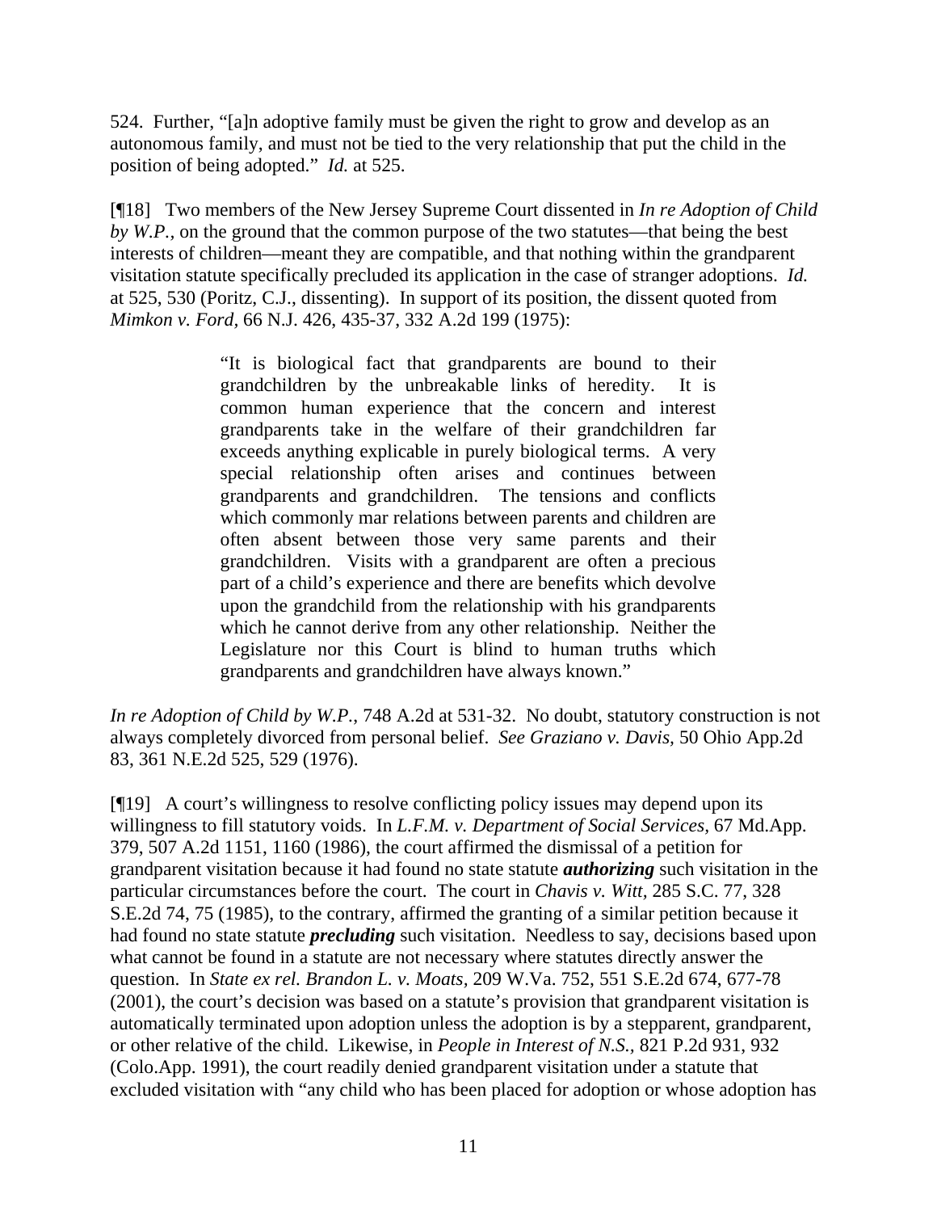524. Further, "[a]n adoptive family must be given the right to grow and develop as an autonomous family, and must not be tied to the very relationship that put the child in the position of being adopted." *Id.* at 525.

[¶18] Two members of the New Jersey Supreme Court dissented in *In re Adoption of Child by W.P.,* on the ground that the common purpose of the two statutes—that being the best interests of children—meant they are compatible, and that nothing within the grandparent visitation statute specifically precluded its application in the case of stranger adoptions. *Id.* at 525, 530 (Poritz, C.J., dissenting). In support of its position, the dissent quoted from *Mimkon v. Ford,* 66 N.J. 426, 435-37, 332 A.2d 199 (1975):

> "It is biological fact that grandparents are bound to their grandchildren by the unbreakable links of heredity. It is common human experience that the concern and interest grandparents take in the welfare of their grandchildren far exceeds anything explicable in purely biological terms. A very special relationship often arises and continues between grandparents and grandchildren. The tensions and conflicts which commonly mar relations between parents and children are often absent between those very same parents and their grandchildren. Visits with a grandparent are often a precious part of a child's experience and there are benefits which devolve upon the grandchild from the relationship with his grandparents which he cannot derive from any other relationship. Neither the Legislature nor this Court is blind to human truths which grandparents and grandchildren have always known."

*In re Adoption of Child by W.P.*, 748 A.2d at 531-32. No doubt, statutory construction is not always completely divorced from personal belief. *See Graziano v. Davis,* 50 Ohio App.2d 83, 361 N.E.2d 525, 529 (1976).

[¶19] A court's willingness to resolve conflicting policy issues may depend upon its willingness to fill statutory voids. In *L.F.M. v. Department of Social Services,* 67 Md.App. 379, 507 A.2d 1151, 1160 (1986), the court affirmed the dismissal of a petition for grandparent visitation because it had found no state statute ***authorizing*** such visitation in the particular circumstances before the court. The court in *Chavis v. Witt,* 285 S.C. 77, 328 S.E.2d 74, 75 (1985), to the contrary, affirmed the granting of a similar petition because it had found no state statute ***precluding*** such visitation. Needless to say, decisions based upon what cannot be found in a statute are not necessary where statutes directly answer the question. In *State ex rel. Brandon L. v. Moats,* 209 W.Va. 752, 551 S.E.2d 674, 677-78 (2001), the court's decision was based on a statute's provision that grandparent visitation is automatically terminated upon adoption unless the adoption is by a stepparent, grandparent, or other relative of the child. Likewise, in *People in Interest of N.S.,* 821 P.2d 931, 932 (Colo.App. 1991), the court readily denied grandparent visitation under a statute that excluded visitation with "any child who has been placed for adoption or whose adoption has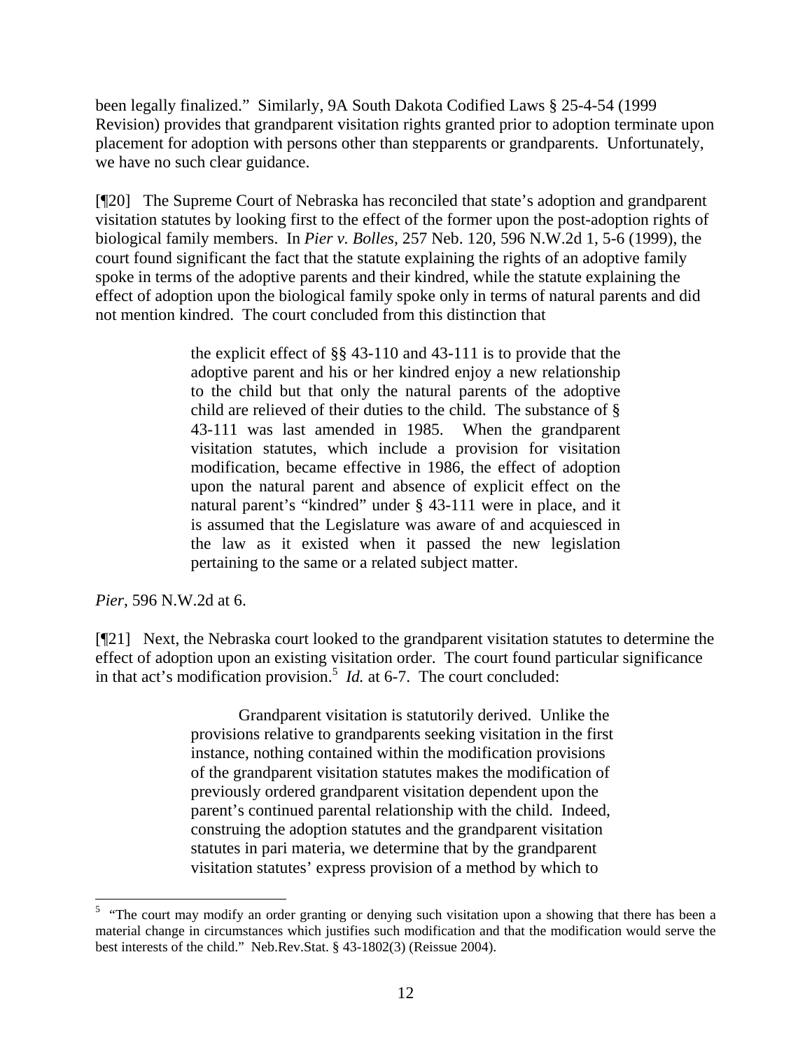been legally finalized." Similarly, 9A South Dakota Codified Laws § 25-4-54 (1999 Revision) provides that grandparent visitation rights granted prior to adoption terminate upon placement for adoption with persons other than stepparents or grandparents. Unfortunately, we have no such clear guidance.

[¶20] The Supreme Court of Nebraska has reconciled that state's adoption and grandparent visitation statutes by looking first to the effect of the former upon the post-adoption rights of biological family members. In *Pier v. Bolles*, 257 Neb. 120, 596 N.W.2d 1, 5-6 (1999), the court found significant the fact that the statute explaining the rights of an adoptive family spoke in terms of the adoptive parents and their kindred, while the statute explaining the effect of adoption upon the biological family spoke only in terms of natural parents and did not mention kindred. The court concluded from this distinction that

> the explicit effect of §§ 43-110 and 43-111 is to provide that the adoptive parent and his or her kindred enjoy a new relationship to the child but that only the natural parents of the adoptive child are relieved of their duties to the child. The substance of § 43-111 was last amended in 1985. When the grandparent visitation statutes, which include a provision for visitation modification, became effective in 1986, the effect of adoption upon the natural parent and absence of explicit effect on the natural parent's "kindred" under § 43-111 were in place, and it is assumed that the Legislature was aware of and acquiesced in the law as it existed when it passed the new legislation pertaining to the same or a related subject matter.

*Pier*, 596 N.W.2d at 6.

[¶21] Next, the Nebraska court looked to the grandparent visitation statutes to determine the effect of adoption upon an existing visitation order. The court found particular significance in that act's modification provision.[5] *Id.* at 6-7. The court concluded:

> Grandparent visitation is statutorily derived. Unlike the provisions relative to grandparents seeking visitation in the first instance, nothing contained within the modification provisions of the grandparent visitation statutes makes the modification of previously ordered grandparent visitation dependent upon the parent's continued parental relationship with the child. Indeed, construing the adoption statutes and the grandparent visitation statutes in pari materia, we determine that by the grandparent visitation statutes' express provision of a method by which to

[5] "The court may modify an order granting or denying such visitation upon a showing that there has been a material change in circumstances which justifies such modification and that the modification would serve the best interests of the child." Neb.Rev.Stat. § 43-1802(3) (Reissue 2004).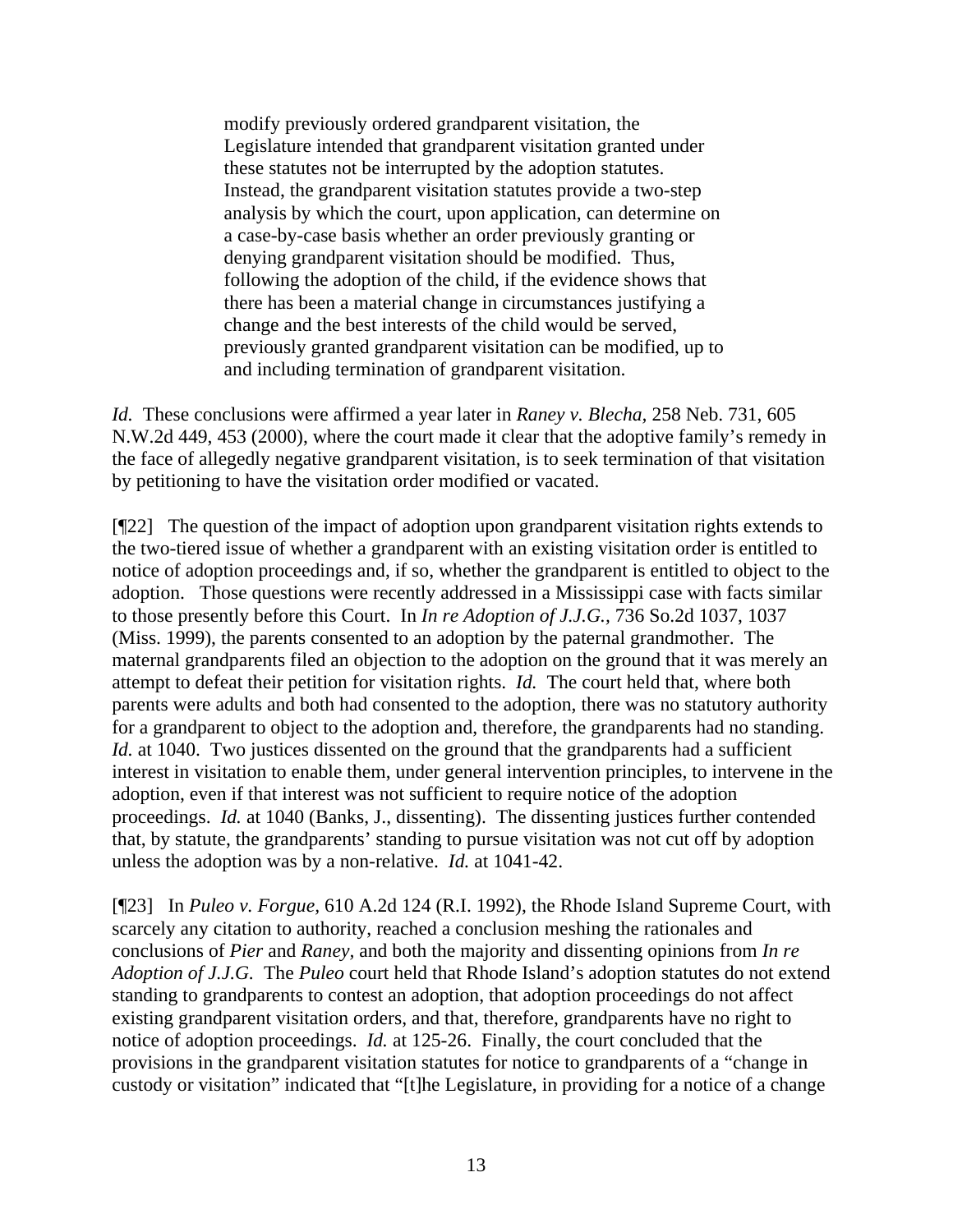> modify previously ordered grandparent visitation, the Legislature intended that grandparent visitation granted under these statutes not be interrupted by the adoption statutes. Instead, the grandparent visitation statutes provide a two-step analysis by which the court, upon application, can determine on a case-by-case basis whether an order previously granting or denying grandparent visitation should be modified. Thus, following the adoption of the child, if the evidence shows that there has been a material change in circumstances justifying a change and the best interests of the child would be served, previously granted grandparent visitation can be modified, up to and including termination of grandparent visitation.

*Id.* These conclusions were affirmed a year later in *Raney v. Blecha,* 258 Neb. 731, 605 N.W.2d 449, 453 (2000), where the court made it clear that the adoptive family's remedy in the face of allegedly negative grandparent visitation, is to seek termination of that visitation by petitioning to have the visitation order modified or vacated.

[¶22] The question of the impact of adoption upon grandparent visitation rights extends to the two-tiered issue of whether a grandparent with an existing visitation order is entitled to notice of adoption proceedings and, if so, whether the grandparent is entitled to object to the adoption. Those questions were recently addressed in a Mississippi case with facts similar to those presently before this Court. In *In re Adoption of J.J.G.,* 736 So.2d 1037, 1037 (Miss. 1999), the parents consented to an adoption by the paternal grandmother. The maternal grandparents filed an objection to the adoption on the ground that it was merely an attempt to defeat their petition for visitation rights. *Id.* The court held that, where both parents were adults and both had consented to the adoption, there was no statutory authority for a grandparent to object to the adoption and, therefore, the grandparents had no standing. *Id.* at 1040. Two justices dissented on the ground that the grandparents had a sufficient interest in visitation to enable them, under general intervention principles, to intervene in the adoption, even if that interest was not sufficient to require notice of the adoption proceedings. *Id.* at 1040 (Banks, J., dissenting). The dissenting justices further contended that, by statute, the grandparents' standing to pursue visitation was not cut off by adoption unless the adoption was by a non-relative. *Id.* at 1041-42.

[¶23] In *Puleo v. Forgue,* 610 A.2d 124 (R.I. 1992), the Rhode Island Supreme Court, with scarcely any citation to authority, reached a conclusion meshing the rationales and conclusions of *Pier* and *Raney,* and both the majority and dissenting opinions from *In re Adoption of J.J.G.* The *Puleo* court held that Rhode Island's adoption statutes do not extend standing to grandparents to contest an adoption, that adoption proceedings do not affect existing grandparent visitation orders, and that, therefore, grandparents have no right to notice of adoption proceedings. *Id.* at 125-26. Finally, the court concluded that the provisions in the grandparent visitation statutes for notice to grandparents of a "change in custody or visitation" indicated that "[t]he Legislature, in providing for a notice of a change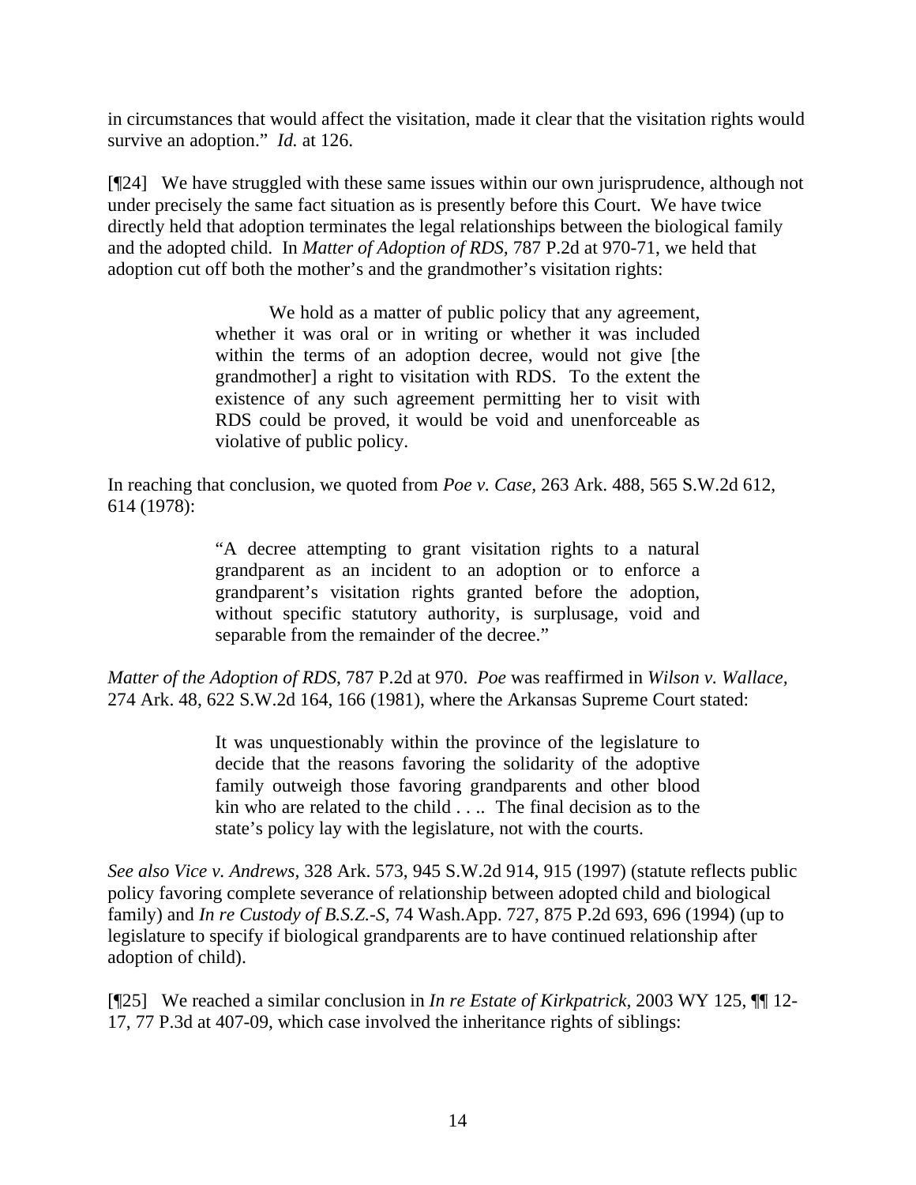in circumstances that would affect the visitation, made it clear that the visitation rights would survive an adoption." *Id.* at 126.

[¶24] We have struggled with these same issues within our own jurisprudence, although not under precisely the same fact situation as is presently before this Court. We have twice directly held that adoption terminates the legal relationships between the biological family and the adopted child. In *Matter of Adoption of RDS*, 787 P.2d at 970-71, we held that adoption cut off both the mother's and the grandmother's visitation rights:

> We hold as a matter of public policy that any agreement, whether it was oral or in writing or whether it was included within the terms of an adoption decree, would not give [the grandmother] a right to visitation with RDS. To the extent the existence of any such agreement permitting her to visit with RDS could be proved, it would be void and unenforceable as violative of public policy.

In reaching that conclusion, we quoted from *Poe v. Case*, 263 Ark. 488, 565 S.W.2d 612, 614 (1978):

> "A decree attempting to grant visitation rights to a natural grandparent as an incident to an adoption or to enforce a grandparent's visitation rights granted before the adoption, without specific statutory authority, is surplusage, void and separable from the remainder of the decree."

*Matter of the Adoption of RDS*, 787 P.2d at 970. *Poe* was reaffirmed in *Wilson v. Wallace*, 274 Ark. 48, 622 S.W.2d 164, 166 (1981), where the Arkansas Supreme Court stated:

> It was unquestionably within the province of the legislature to decide that the reasons favoring the solidarity of the adoptive family outweigh those favoring grandparents and other blood kin who are related to the child . . .. The final decision as to the state's policy lay with the legislature, not with the courts.

*See also Vice v. Andrews*, 328 Ark. 573, 945 S.W.2d 914, 915 (1997) (statute reflects public policy favoring complete severance of relationship between adopted child and biological family) and *In re Custody of B.S.Z.-S*, 74 Wash.App. 727, 875 P.2d 693, 696 (1994) (up to legislature to specify if biological grandparents are to have continued relationship after adoption of child).

[¶25] We reached a similar conclusion in *In re Estate of Kirkpatrick*, 2003 WY 125, ¶¶ 12-17, 77 P.3d at 407-09, which case involved the inheritance rights of siblings: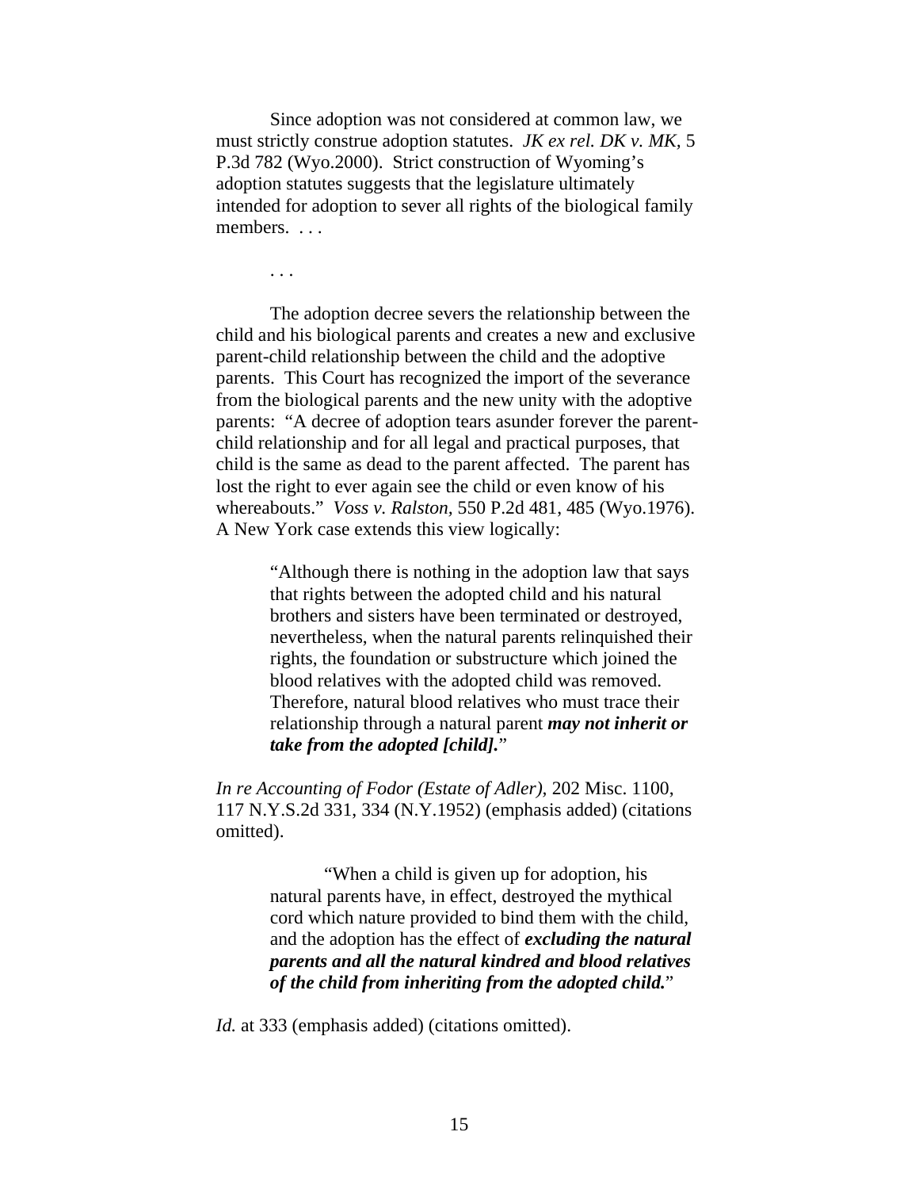Since adoption was not considered at common law, we must strictly construe adoption statutes. *JK ex rel. DK v. MK*, 5 P.3d 782 (Wyo.2000). Strict construction of Wyoming's adoption statutes suggests that the legislature ultimately intended for adoption to sever all rights of the biological family members. . . .

. . .

The adoption decree severs the relationship between the child and his biological parents and creates a new and exclusive parent-child relationship between the child and the adoptive parents. This Court has recognized the import of the severance from the biological parents and the new unity with the adoptive parents: "A decree of adoption tears asunder forever the parent-child relationship and for all legal and practical purposes, that child is the same as dead to the parent affected. The parent has lost the right to ever again see the child or even know of his whereabouts." *Voss v. Ralston*, 550 P.2d 481, 485 (Wyo.1976). A New York case extends this view logically:

> "Although there is nothing in the adoption law that says that rights between the adopted child and his natural brothers and sisters have been terminated or destroyed, nevertheless, when the natural parents relinquished their rights, the foundation or substructure which joined the blood relatives with the adopted child was removed. Therefore, natural blood relatives who must trace their relationship through a natural parent ***may not inherit or take from the adopted [child].***"

*In re Accounting of Fodor (Estate of Adler)*, 202 Misc. 1100, 117 N.Y.S.2d 331, 334 (N.Y.1952) (emphasis added) (citations omitted).

> "When a child is given up for adoption, his natural parents have, in effect, destroyed the mythical cord which nature provided to bind them with the child, and the adoption has the effect of ***excluding the natural parents and all the natural kindred and blood relatives of the child from inheriting from the adopted child.***"

*Id.* at 333 (emphasis added) (citations omitted).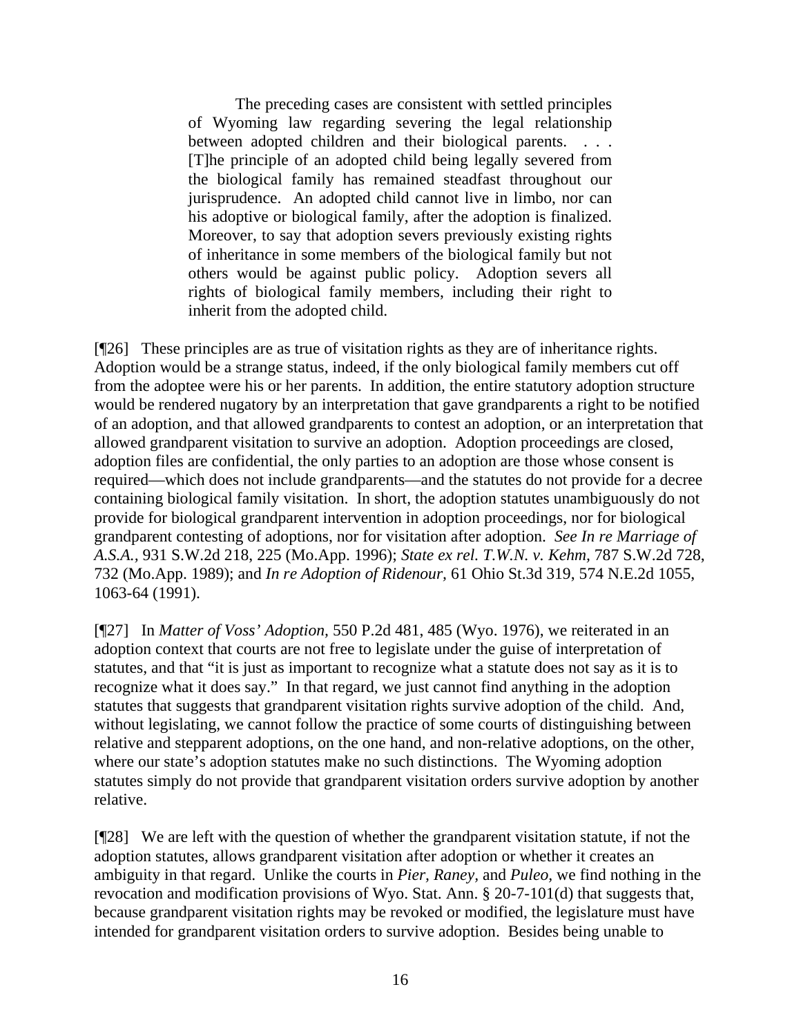> The preceding cases are consistent with settled principles of Wyoming law regarding severing the legal relationship between adopted children and their biological parents. . . . [T]he principle of an adopted child being legally severed from the biological family has remained steadfast throughout our jurisprudence. An adopted child cannot live in limbo, nor can his adoptive or biological family, after the adoption is finalized. Moreover, to say that adoption severs previously existing rights of inheritance in some members of the biological family but not others would be against public policy. Adoption severs all rights of biological family members, including their right to inherit from the adopted child.

[¶26] These principles are as true of visitation rights as they are of inheritance rights. Adoption would be a strange status, indeed, if the only biological family members cut off from the adoptee were his or her parents. In addition, the entire statutory adoption structure would be rendered nugatory by an interpretation that gave grandparents a right to be notified of an adoption, and that allowed grandparents to contest an adoption, or an interpretation that allowed grandparent visitation to survive an adoption. Adoption proceedings are closed, adoption files are confidential, the only parties to an adoption are those whose consent is required—which does not include grandparents—and the statutes do not provide for a decree containing biological family visitation. In short, the adoption statutes unambiguously do not provide for biological grandparent intervention in adoption proceedings, nor for biological grandparent contesting of adoptions, nor for visitation after adoption. *See In re Marriage of A.S.A.*, 931 S.W.2d 218, 225 (Mo.App. 1996); *State ex rel. T.W.N. v. Kehm*, 787 S.W.2d 728, 732 (Mo.App. 1989); and *In re Adoption of Ridenour*, 61 Ohio St.3d 319, 574 N.E.2d 1055, 1063-64 (1991).

[¶27] In *Matter of Voss' Adoption*, 550 P.2d 481, 485 (Wyo. 1976), we reiterated in an adoption context that courts are not free to legislate under the guise of interpretation of statutes, and that "it is just as important to recognize what a statute does not say as it is to recognize what it does say." In that regard, we just cannot find anything in the adoption statutes that suggests that grandparent visitation rights survive adoption of the child. And, without legislating, we cannot follow the practice of some courts of distinguishing between relative and stepparent adoptions, on the one hand, and non-relative adoptions, on the other, where our state's adoption statutes make no such distinctions. The Wyoming adoption statutes simply do not provide that grandparent visitation orders survive adoption by another relative.

[¶28] We are left with the question of whether the grandparent visitation statute, if not the adoption statutes, allows grandparent visitation after adoption or whether it creates an ambiguity in that regard. Unlike the courts in *Pier*, *Raney*, and *Puleo*, we find nothing in the revocation and modification provisions of Wyo. Stat. Ann. § 20-7-101(d) that suggests that, because grandparent visitation rights may be revoked or modified, the legislature must have intended for grandparent visitation orders to survive adoption. Besides being unable to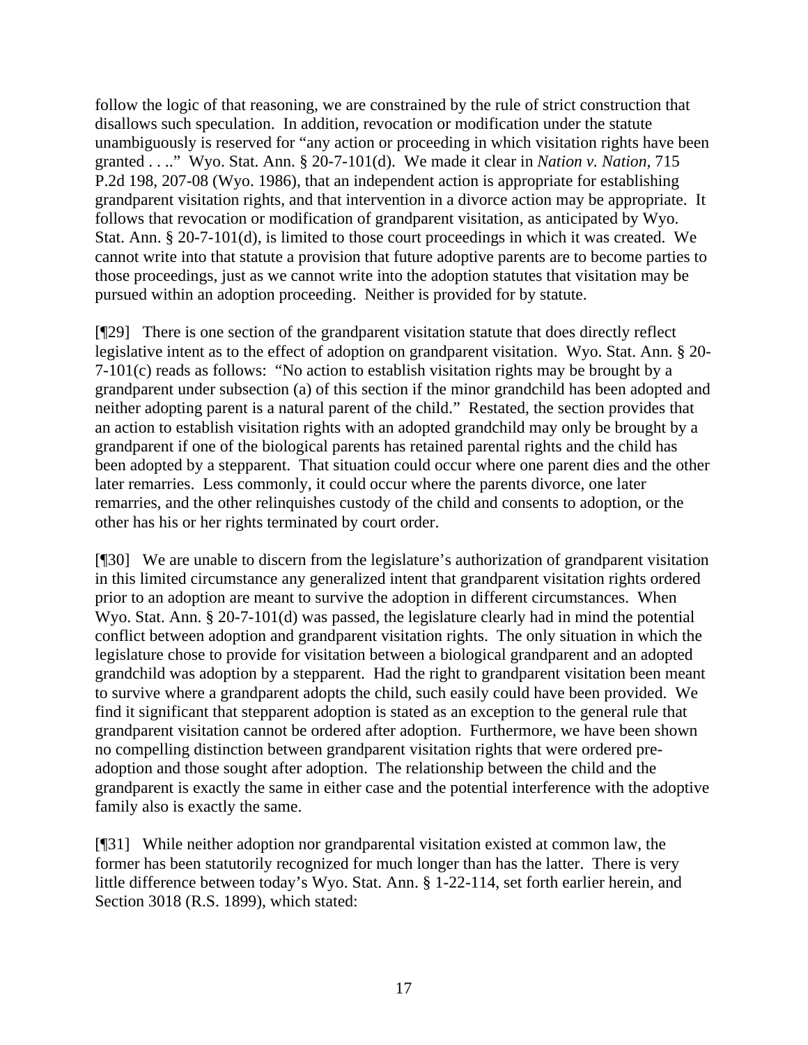follow the logic of that reasoning, we are constrained by the rule of strict construction that disallows such speculation. In addition, revocation or modification under the statute unambiguously is reserved for "any action or proceeding in which visitation rights have been granted . . .." Wyo. Stat. Ann. § 20-7-101(d). We made it clear in *Nation v. Nation*, 715 P.2d 198, 207-08 (Wyo. 1986), that an independent action is appropriate for establishing grandparent visitation rights, and that intervention in a divorce action may be appropriate. It follows that revocation or modification of grandparent visitation, as anticipated by Wyo. Stat. Ann. § 20-7-101(d), is limited to those court proceedings in which it was created. We cannot write into that statute a provision that future adoptive parents are to become parties to those proceedings, just as we cannot write into the adoption statutes that visitation may be pursued within an adoption proceeding. Neither is provided for by statute.

[¶29] There is one section of the grandparent visitation statute that does directly reflect legislative intent as to the effect of adoption on grandparent visitation. Wyo. Stat. Ann. § 20-7-101(c) reads as follows: "No action to establish visitation rights may be brought by a grandparent under subsection (a) of this section if the minor grandchild has been adopted and neither adopting parent is a natural parent of the child." Restated, the section provides that an action to establish visitation rights with an adopted grandchild may only be brought by a grandparent if one of the biological parents has retained parental rights and the child has been adopted by a stepparent. That situation could occur where one parent dies and the other later remarries. Less commonly, it could occur where the parents divorce, one later remarries, and the other relinquishes custody of the child and consents to adoption, or the other has his or her rights terminated by court order.

[¶30] We are unable to discern from the legislature's authorization of grandparent visitation in this limited circumstance any generalized intent that grandparent visitation rights ordered prior to an adoption are meant to survive the adoption in different circumstances. When Wyo. Stat. Ann. § 20-7-101(d) was passed, the legislature clearly had in mind the potential conflict between adoption and grandparent visitation rights. The only situation in which the legislature chose to provide for visitation between a biological grandparent and an adopted grandchild was adoption by a stepparent. Had the right to grandparent visitation been meant to survive where a grandparent adopts the child, such easily could have been provided. We find it significant that stepparent adoption is stated as an exception to the general rule that grandparent visitation cannot be ordered after adoption. Furthermore, we have been shown no compelling distinction between grandparent visitation rights that were ordered pre-adoption and those sought after adoption. The relationship between the child and the grandparent is exactly the same in either case and the potential interference with the adoptive family also is exactly the same.

[¶31] While neither adoption nor grandparental visitation existed at common law, the former has been statutorily recognized for much longer than has the latter. There is very little difference between today's Wyo. Stat. Ann. § 1-22-114, set forth earlier herein, and Section 3018 (R.S. 1899), which stated: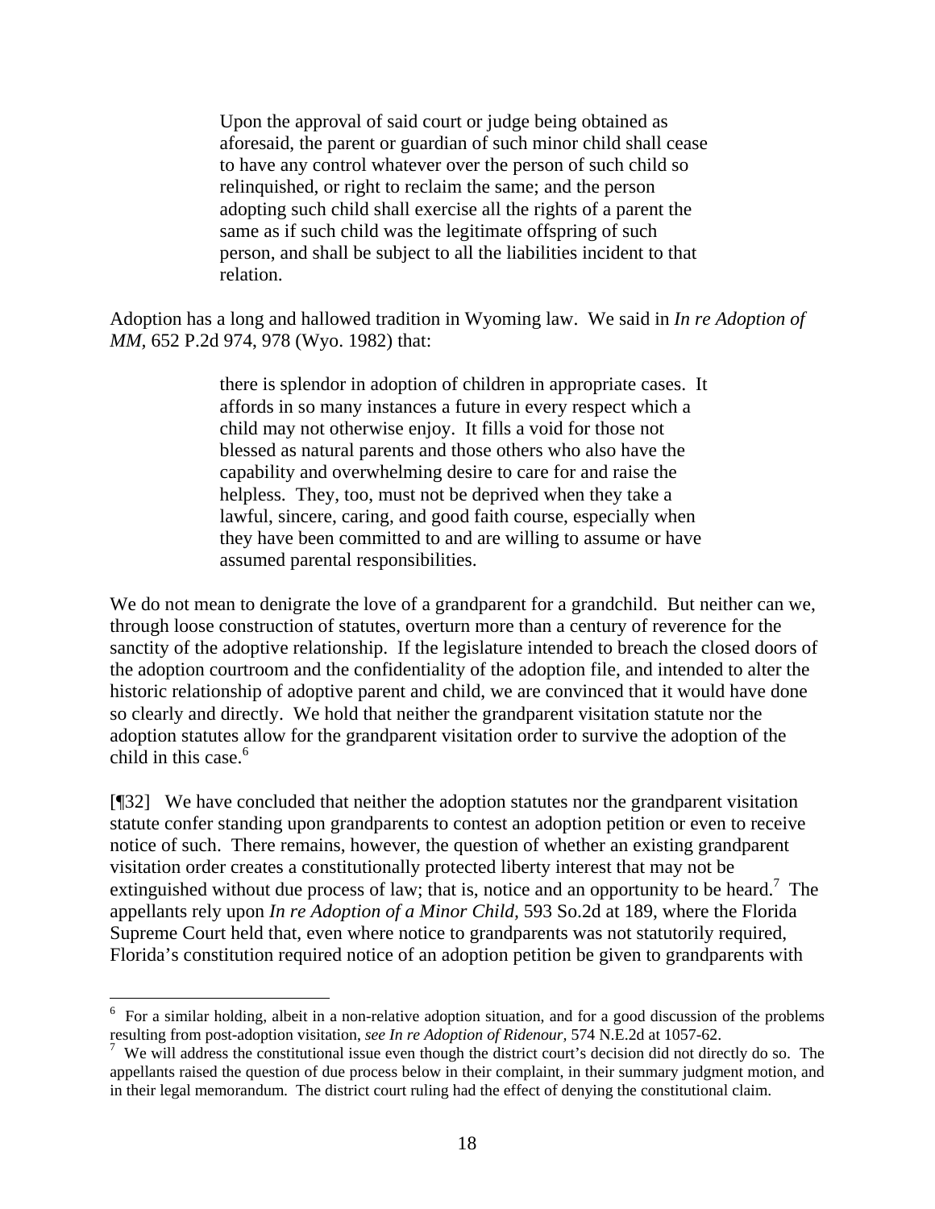> Upon the approval of said court or judge being obtained as aforesaid, the parent or guardian of such minor child shall cease to have any control whatever over the person of such child so relinquished, or right to reclaim the same; and the person adopting such child shall exercise all the rights of a parent the same as if such child was the legitimate offspring of such person, and shall be subject to all the liabilities incident to that relation.

Adoption has a long and hallowed tradition in Wyoming law. We said in *In re Adoption of MM*, 652 P.2d 974, 978 (Wyo. 1982) that:

> there is splendor in adoption of children in appropriate cases. It affords in so many instances a future in every respect which a child may not otherwise enjoy. It fills a void for those not blessed as natural parents and those others who also have the capability and overwhelming desire to care for and raise the helpless. They, too, must not be deprived when they take a lawful, sincere, caring, and good faith course, especially when they have been committed to and are willing to assume or have assumed parental responsibilities.

We do not mean to denigrate the love of a grandparent for a grandchild. But neither can we, through loose construction of statutes, overturn more than a century of reverence for the sanctity of the adoptive relationship. If the legislature intended to breach the closed doors of the adoption courtroom and the confidentiality of the adoption file, and intended to alter the historic relationship of adoptive parent and child, we are convinced that it would have done so clearly and directly. We hold that neither the grandparent visitation statute nor the adoption statutes allow for the grandparent visitation order to survive the adoption of the child in this case.[6]

[¶32] We have concluded that neither the adoption statutes nor the grandparent visitation statute confer standing upon grandparents to contest an adoption petition or even to receive notice of such. There remains, however, the question of whether an existing grandparent visitation order creates a constitutionally protected liberty interest that may not be extinguished without due process of law; that is, notice and an opportunity to be heard.[7] The appellants rely upon *In re Adoption of a Minor Child*, 593 So.2d at 189, where the Florida Supreme Court held that, even where notice to grandparents was not statutorily required, Florida's constitution required notice of an adoption petition be given to grandparents with

---

[6] For a similar holding, albeit in a non-relative adoption situation, and for a good discussion of the problems resulting from post-adoption visitation, *see In re Adoption of Ridenour*, 574 N.E.2d at 1057-62.

[7] We will address the constitutional issue even though the district court's decision did not directly do so. The appellants raised the question of due process below in their complaint, in their summary judgment motion, and in their legal memorandum. The district court ruling had the effect of denying the constitutional claim.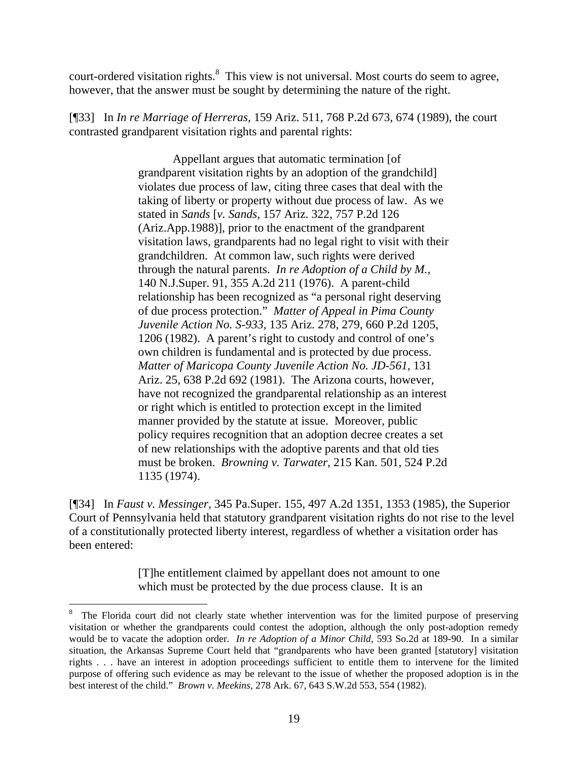court-ordered visitation rights.[8] This view is not universal. Most courts do seem to agree, however, that the answer must be sought by determining the nature of the right.

[¶33] In *In re Marriage of Herreras*, 159 Ariz. 511, 768 P.2d 673, 674 (1989), the court contrasted grandparent visitation rights and parental rights:

> Appellant argues that automatic termination [of grandparent visitation rights by an adoption of the grandchild] violates due process of law, citing three cases that deal with the taking of liberty or property without due process of law. As we stated in *Sands* [*v. Sands*, 157 Ariz. 322, 757 P.2d 126 (Ariz.App.1988)], prior to the enactment of the grandparent visitation laws, grandparents had no legal right to visit with their grandchildren. At common law, such rights were derived through the natural parents. *In re Adoption of a Child by M.*, 140 N.J.Super. 91, 355 A.2d 211 (1976). A parent-child relationship has been recognized as "a personal right deserving of due process protection." *Matter of Appeal in Pima County Juvenile Action No. S-933*, 135 Ariz. 278, 279, 660 P.2d 1205, 1206 (1982). A parent's right to custody and control of one's own children is fundamental and is protected by due process. *Matter of Maricopa County Juvenile Action No. JD-561*, 131 Ariz. 25, 638 P.2d 692 (1981). The Arizona courts, however, have not recognized the grandparental relationship as an interest or right which is entitled to protection except in the limited manner provided by the statute at issue. Moreover, public policy requires recognition that an adoption decree creates a set of new relationships with the adoptive parents and that old ties must be broken. *Browning v. Tarwater*, 215 Kan. 501, 524 P.2d 1135 (1974).

[¶34] In *Faust v. Messinger*, 345 Pa.Super. 155, 497 A.2d 1351, 1353 (1985), the Superior Court of Pennsylvania held that statutory grandparent visitation rights do not rise to the level of a constitutionally protected liberty interest, regardless of whether a visitation order has been entered:

> [T]he entitlement claimed by appellant does not amount to one which must be protected by the due process clause. It is an

[8] The Florida court did not clearly state whether intervention was for the limited purpose of preserving visitation or whether the grandparents could contest the adoption, although the only post-adoption remedy would be to vacate the adoption order. *In re Adoption of a Minor Child*, 593 So.2d at 189-90. In a similar situation, the Arkansas Supreme Court held that "grandparents who have been granted [statutory] visitation rights . . . have an interest in adoption proceedings sufficient to entitle them to intervene for the limited purpose of offering such evidence as may be relevant to the issue of whether the proposed adoption is in the best interest of the child." *Brown v. Meekins*, 278 Ark. 67, 643 S.W.2d 553, 554 (1982).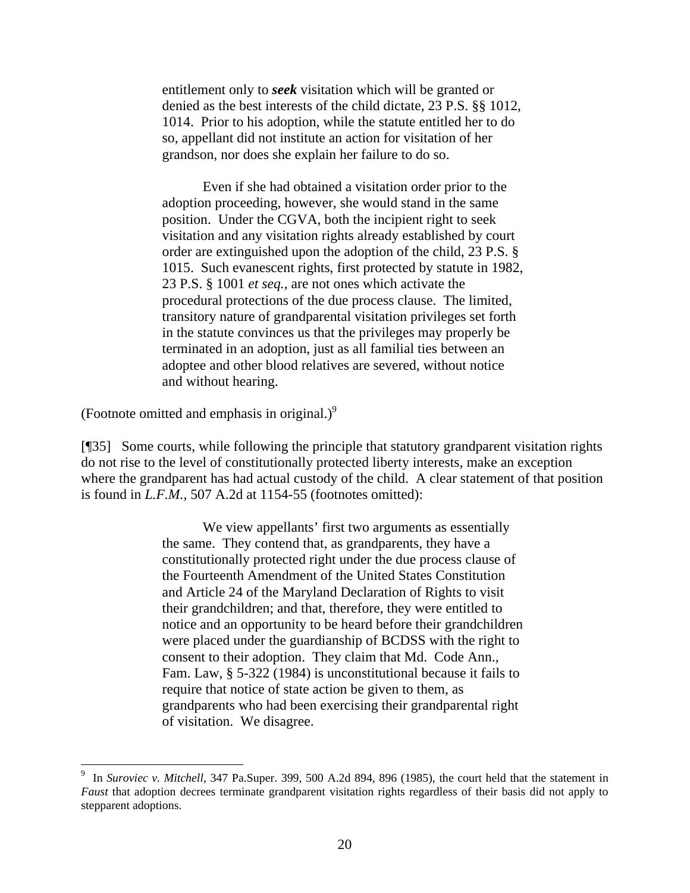> entitlement only to ***seek*** visitation which will be granted or denied as the best interests of the child dictate, 23 P.S. §§ 1012, 1014. Prior to his adoption, while the statute entitled her to do so, appellant did not institute an action for visitation of her grandson, nor does she explain her failure to do so.
>
> Even if she had obtained a visitation order prior to the adoption proceeding, however, she would stand in the same position. Under the CGVA, both the incipient right to seek visitation and any visitation rights already established by court order are extinguished upon the adoption of the child, 23 P.S. § 1015. Such evanescent rights, first protected by statute in 1982, 23 P.S. § 1001 *et seq.*, are not ones which activate the procedural protections of the due process clause. The limited, transitory nature of grandparental visitation privileges set forth in the statute convinces us that the privileges may properly be terminated in an adoption, just as all familial ties between an adoptee and other blood relatives are severed, without notice and without hearing.

(Footnote omitted and emphasis in original.)[9]

[¶35] Some courts, while following the principle that statutory grandparent visitation rights do not rise to the level of constitutionally protected liberty interests, make an exception where the grandparent has had actual custody of the child. A clear statement of that position is found in *L.F.M.*, 507 A.2d at 1154-55 (footnotes omitted):

> We view appellants' first two arguments as essentially the same. They contend that, as grandparents, they have a constitutionally protected right under the due process clause of the Fourteenth Amendment of the United States Constitution and Article 24 of the Maryland Declaration of Rights to visit their grandchildren; and that, therefore, they were entitled to notice and an opportunity to be heard before their grandchildren were placed under the guardianship of BCDSS with the right to consent to their adoption. They claim that Md. Code Ann., Fam. Law, § 5-322 (1984) is unconstitutional because it fails to require that notice of state action be given to them, as grandparents who had been exercising their grandparental right of visitation. We disagree.

---

[9] In *Suroviec v. Mitchell*, 347 Pa.Super. 399, 500 A.2d 894, 896 (1985), the court held that the statement in *Faust* that adoption decrees terminate grandparent visitation rights regardless of their basis did not apply to stepparent adoptions.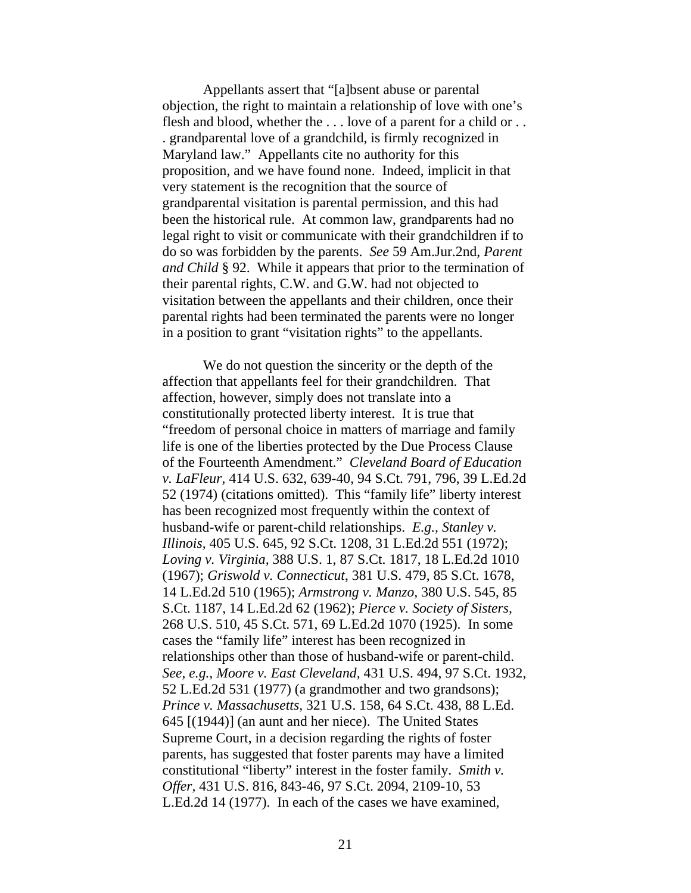Appellants assert that "[a]bsent abuse or parental objection, the right to maintain a relationship of love with one's flesh and blood, whether the . . . love of a parent for a child or . . . grandparental love of a grandchild, is firmly recognized in Maryland law." Appellants cite no authority for this proposition, and we have found none. Indeed, implicit in that very statement is the recognition that the source of grandparental visitation is parental permission, and this had been the historical rule. At common law, grandparents had no legal right to visit or communicate with their grandchildren if to do so was forbidden by the parents. *See* 59 Am.Jur.2nd, *Parent and Child* § 92. While it appears that prior to the termination of their parental rights, C.W. and G.W. had not objected to visitation between the appellants and their children, once their parental rights had been terminated the parents were no longer in a position to grant "visitation rights" to the appellants.

We do not question the sincerity or the depth of the affection that appellants feel for their grandchildren. That affection, however, simply does not translate into a constitutionally protected liberty interest. It is true that "freedom of personal choice in matters of marriage and family life is one of the liberties protected by the Due Process Clause of the Fourteenth Amendment." *Cleveland Board of Education v. LaFleur,* 414 U.S. 632, 639-40, 94 S.Ct. 791, 796, 39 L.Ed.2d 52 (1974) (citations omitted). This "family life" liberty interest has been recognized most frequently within the context of husband-wife or parent-child relationships. *E.g., Stanley v. Illinois,* 405 U.S. 645, 92 S.Ct. 1208, 31 L.Ed.2d 551 (1972); *Loving v. Virginia,* 388 U.S. 1, 87 S.Ct. 1817, 18 L.Ed.2d 1010 (1967); *Griswold v. Connecticut*, 381 U.S. 479, 85 S.Ct. 1678, 14 L.Ed.2d 510 (1965); *Armstrong v. Manzo,* 380 U.S. 545, 85 S.Ct. 1187, 14 L.Ed.2d 62 (1962); *Pierce v. Society of Sisters,* 268 U.S. 510, 45 S.Ct. 571, 69 L.Ed.2d 1070 (1925). In some cases the "family life" interest has been recognized in relationships other than those of husband-wife or parent-child. *See, e.g., Moore v. East Cleveland,* 431 U.S. 494, 97 S.Ct. 1932, 52 L.Ed.2d 531 (1977) (a grandmother and two grandsons); *Prince v. Massachusetts,* 321 U.S. 158, 64 S.Ct. 438, 88 L.Ed. 645 [(1944)] (an aunt and her niece). The United States Supreme Court, in a decision regarding the rights of foster parents, has suggested that foster parents may have a limited constitutional "liberty" interest in the foster family. *Smith v. Offer,* 431 U.S. 816, 843-46, 97 S.Ct. 2094, 2109-10, 53 L.Ed.2d 14 (1977). In each of the cases we have examined,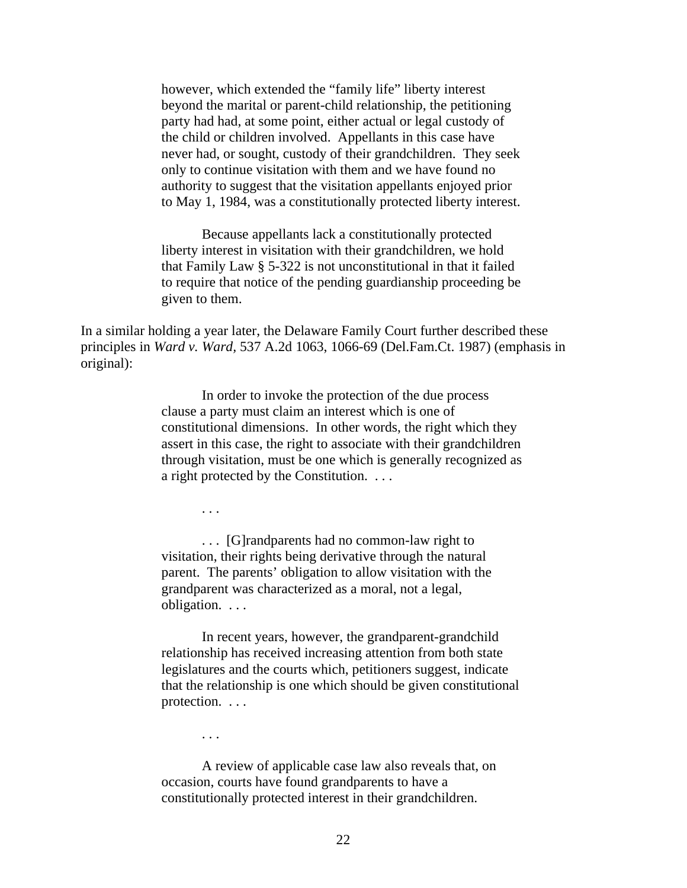> however, which extended the "family life" liberty interest beyond the marital or parent-child relationship, the petitioning party had had, at some point, either actual or legal custody of the child or children involved. Appellants in this case have never had, or sought, custody of their grandchildren. They seek only to continue visitation with them and we have found no authority to suggest that the visitation appellants enjoyed prior to May 1, 1984, was a constitutionally protected liberty interest.
>
> Because appellants lack a constitutionally protected liberty interest in visitation with their grandchildren, we hold that Family Law § 5-322 is not unconstitutional in that it failed to require that notice of the pending guardianship proceeding be given to them.

In a similar holding a year later, the Delaware Family Court further described these principles in *Ward v. Ward*, 537 A.2d 1063, 1066-69 (Del.Fam.Ct. 1987) (emphasis in original):

> In order to invoke the protection of the due process clause a party must claim an interest which is one of constitutional dimensions. In other words, the right which they assert in this case, the right to associate with their grandchildren through visitation, must be one which is generally recognized as a right protected by the Constitution. . . .
>
> . . .
>
> . . . [G]randparents had no common-law right to visitation, their rights being derivative through the natural parent. The parents' obligation to allow visitation with the grandparent was characterized as a moral, not a legal, obligation. . . .
>
> In recent years, however, the grandparent-grandchild relationship has received increasing attention from both state legislatures and the courts which, petitioners suggest, indicate that the relationship is one which should be given constitutional protection. . . .
>
> . . .
>
> A review of applicable case law also reveals that, on occasion, courts have found grandparents to have a constitutionally protected interest in their grandchildren.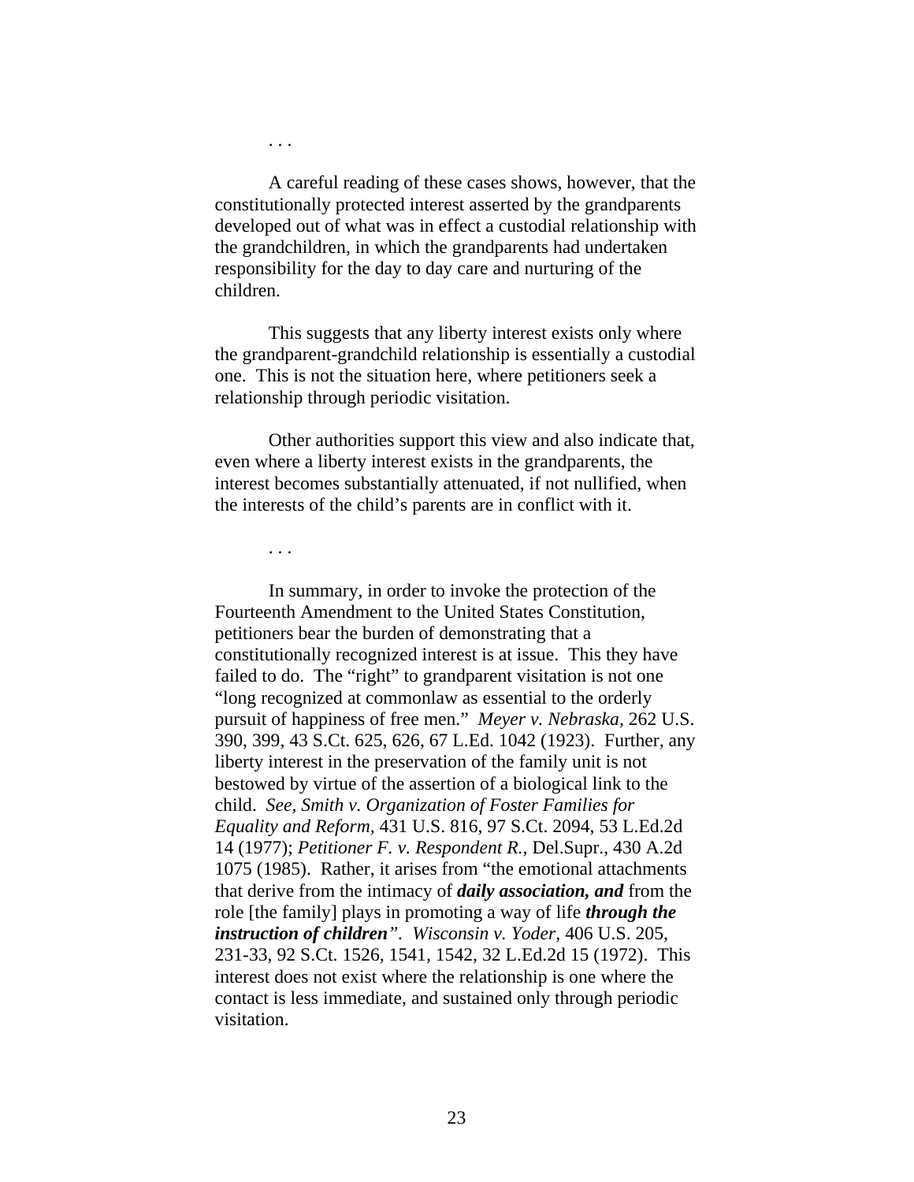. . .

A careful reading of these cases shows, however, that the constitutionally protected interest asserted by the grandparents developed out of what was in effect a custodial relationship with the grandchildren, in which the grandparents had undertaken responsibility for the day to day care and nurturing of the children.

This suggests that any liberty interest exists only where the grandparent-grandchild relationship is essentially a custodial one. This is not the situation here, where petitioners seek a relationship through periodic visitation.

Other authorities support this view and also indicate that, even where a liberty interest exists in the grandparents, the interest becomes substantially attenuated, if not nullified, when the interests of the child's parents are in conflict with it.

. . .

In summary, in order to invoke the protection of the Fourteenth Amendment to the United States Constitution, petitioners bear the burden of demonstrating that a constitutionally recognized interest is at issue. This they have failed to do. The "right" to grandparent visitation is not one "long recognized at commonlaw as essential to the orderly pursuit of happiness of free men." *Meyer v. Nebraska*, 262 U.S. 390, 399, 43 S.Ct. 625, 626, 67 L.Ed. 1042 (1923). Further, any liberty interest in the preservation of the family unit is not bestowed by virtue of the assertion of a biological link to the child. *See, Smith v. Organization of Foster Families for Equality and Reform*, 431 U.S. 816, 97 S.Ct. 2094, 53 L.Ed.2d 14 (1977); *Petitioner F. v. Respondent R.,* Del.Supr., 430 A.2d 1075 (1985). Rather, it arises from "the emotional attachments that derive from the intimacy of ***daily association, and*** from the role [the family] plays in promoting a way of life ***through the instruction of children***". *Wisconsin v. Yoder*, 406 U.S. 205, 231-33, 92 S.Ct. 1526, 1541, 1542, 32 L.Ed.2d 15 (1972). This interest does not exist where the relationship is one where the contact is less immediate, and sustained only through periodic visitation.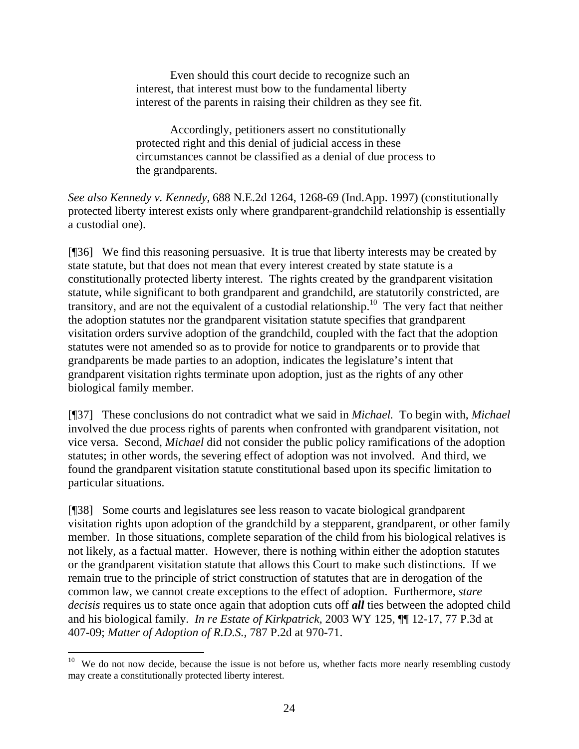> Even should this court decide to recognize such an interest, that interest must bow to the fundamental liberty interest of the parents in raising their children as they see fit.
>
> Accordingly, petitioners assert no constitutionally protected right and this denial of judicial access in these circumstances cannot be classified as a denial of due process to the grandparents.

*See also Kennedy v. Kennedy,* 688 N.E.2d 1264, 1268-69 (Ind.App. 1997) (constitutionally protected liberty interest exists only where grandparent-grandchild relationship is essentially a custodial one).

[¶36] We find this reasoning persuasive. It is true that liberty interests may be created by state statute, but that does not mean that every interest created by state statute is a constitutionally protected liberty interest. The rights created by the grandparent visitation statute, while significant to both grandparent and grandchild, are statutorily constricted, are transitory, and are not the equivalent of a custodial relationship.[10] The very fact that neither the adoption statutes nor the grandparent visitation statute specifies that grandparent visitation orders survive adoption of the grandchild, coupled with the fact that the adoption statutes were not amended so as to provide for notice to grandparents or to provide that grandparents be made parties to an adoption, indicates the legislature's intent that grandparent visitation rights terminate upon adoption, just as the rights of any other biological family member.

[¶37] These conclusions do not contradict what we said in *Michael.* To begin with, *Michael* involved the due process rights of parents when confronted with grandparent visitation, not vice versa. Second, *Michael* did not consider the public policy ramifications of the adoption statutes; in other words, the severing effect of adoption was not involved. And third, we found the grandparent visitation statute constitutional based upon its specific limitation to particular situations.

[¶38] Some courts and legislatures see less reason to vacate biological grandparent visitation rights upon adoption of the grandchild by a stepparent, grandparent, or other family member. In those situations, complete separation of the child from his biological relatives is not likely, as a factual matter. However, there is nothing within either the adoption statutes or the grandparent visitation statute that allows this Court to make such distinctions. If we remain true to the principle of strict construction of statutes that are in derogation of the common law, we cannot create exceptions to the effect of adoption. Furthermore, *stare decisis* requires us to state once again that adoption cuts off ***all*** ties between the adopted child and his biological family. *In re Estate of Kirkpatrick,* 2003 WY 125, ¶¶ 12-17, 77 P.3d at 407-09; *Matter of Adoption of R.D.S.,* 787 P.2d at 970-71.

---

[10] We do not now decide, because the issue is not before us, whether facts more nearly resembling custody may create a constitutionally protected liberty interest.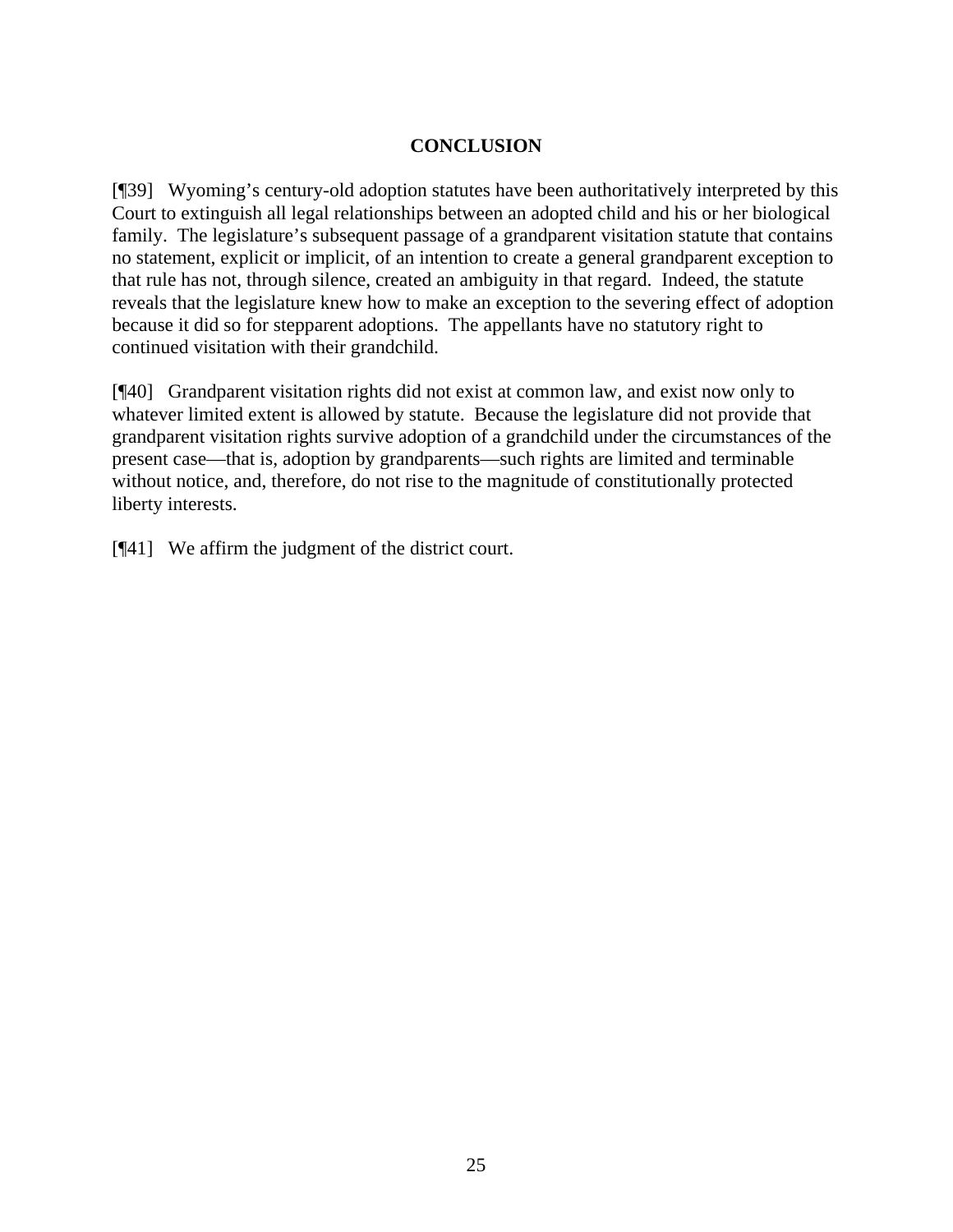## CONCLUSION

[¶39] Wyoming's century-old adoption statutes have been authoritatively interpreted by this Court to extinguish all legal relationships between an adopted child and his or her biological family. The legislature's subsequent passage of a grandparent visitation statute that contains no statement, explicit or implicit, of an intention to create a general grandparent exception to that rule has not, through silence, created an ambiguity in that regard. Indeed, the statute reveals that the legislature knew how to make an exception to the severing effect of adoption because it did so for stepparent adoptions. The appellants have no statutory right to continued visitation with their grandchild.

[¶40] Grandparent visitation rights did not exist at common law, and exist now only to whatever limited extent is allowed by statute. Because the legislature did not provide that grandparent visitation rights survive adoption of a grandchild under the circumstances of the present case—that is, adoption by grandparents—such rights are limited and terminable without notice, and, therefore, do not rise to the magnitude of constitutionally protected liberty interests.

[¶41] We affirm the judgment of the district court.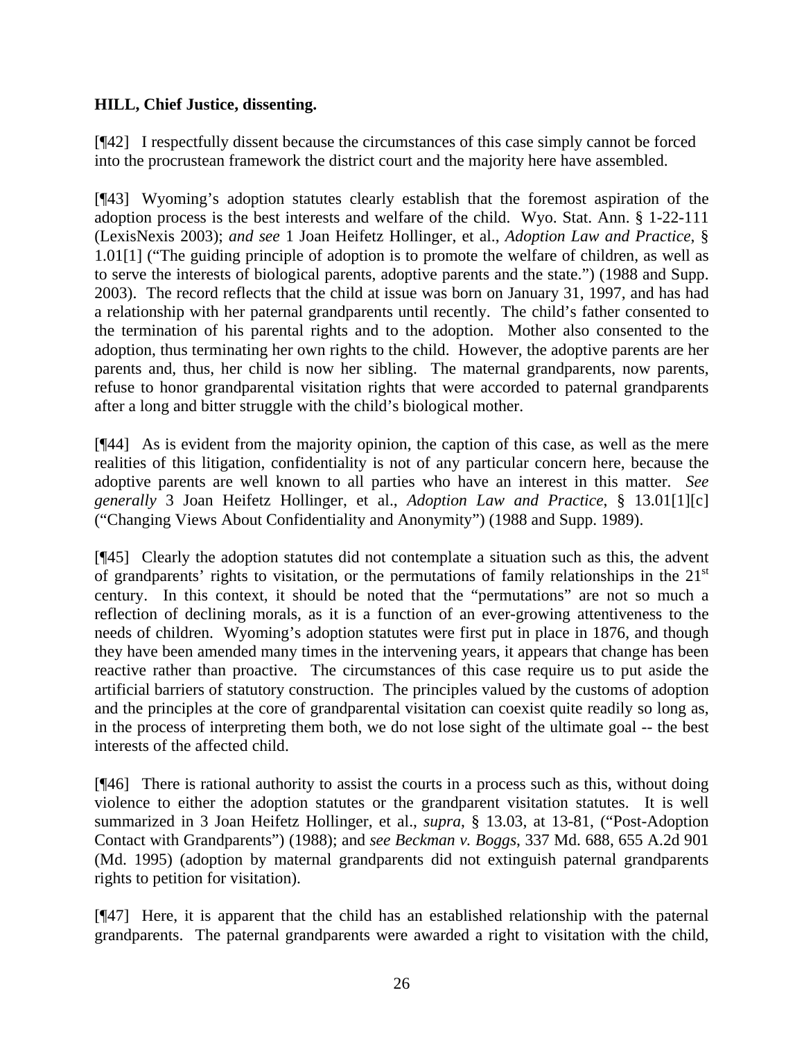**HILL, Chief Justice, dissenting.**

[¶42] I respectfully dissent because the circumstances of this case simply cannot be forced into the procrustean framework the district court and the majority here have assembled.

[¶43] Wyoming's adoption statutes clearly establish that the foremost aspiration of the adoption process is the best interests and welfare of the child. Wyo. Stat. Ann. § 1-22-111 (LexisNexis 2003); *and see* 1 Joan Heifetz Hollinger, et al., *Adoption Law and Practice*, § 1.01[1] ("The guiding principle of adoption is to promote the welfare of children, as well as to serve the interests of biological parents, adoptive parents and the state.") (1988 and Supp. 2003). The record reflects that the child at issue was born on January 31, 1997, and has had a relationship with her paternal grandparents until recently. The child's father consented to the termination of his parental rights and to the adoption. Mother also consented to the adoption, thus terminating her own rights to the child. However, the adoptive parents are her parents and, thus, her child is now her sibling. The maternal grandparents, now parents, refuse to honor grandparental visitation rights that were accorded to paternal grandparents after a long and bitter struggle with the child's biological mother.

[¶44] As is evident from the majority opinion, the caption of this case, as well as the mere realities of this litigation, confidentiality is not of any particular concern here, because the adoptive parents are well known to all parties who have an interest in this matter. *See generally* 3 Joan Heifetz Hollinger, et al., *Adoption Law and Practice*, § 13.01[1][c] ("Changing Views About Confidentiality and Anonymity") (1988 and Supp. 1989).

[¶45] Clearly the adoption statutes did not contemplate a situation such as this, the advent of grandparents' rights to visitation, or the permutations of family relationships in the 21st century. In this context, it should be noted that the "permutations" are not so much a reflection of declining morals, as it is a function of an ever-growing attentiveness to the needs of children. Wyoming's adoption statutes were first put in place in 1876, and though they have been amended many times in the intervening years, it appears that change has been reactive rather than proactive. The circumstances of this case require us to put aside the artificial barriers of statutory construction. The principles valued by the customs of adoption and the principles at the core of grandparental visitation can coexist quite readily so long as, in the process of interpreting them both, we do not lose sight of the ultimate goal -- the best interests of the affected child.

[¶46] There is rational authority to assist the courts in a process such as this, without doing violence to either the adoption statutes or the grandparent visitation statutes. It is well summarized in 3 Joan Heifetz Hollinger, et al., *supra*, § 13.03, at 13-81, ("Post-Adoption Contact with Grandparents") (1988); and *see Beckman v. Boggs*, 337 Md. 688, 655 A.2d 901 (Md. 1995) (adoption by maternal grandparents did not extinguish paternal grandparents rights to petition for visitation).

[¶47] Here, it is apparent that the child has an established relationship with the paternal grandparents. The paternal grandparents were awarded a right to visitation with the child,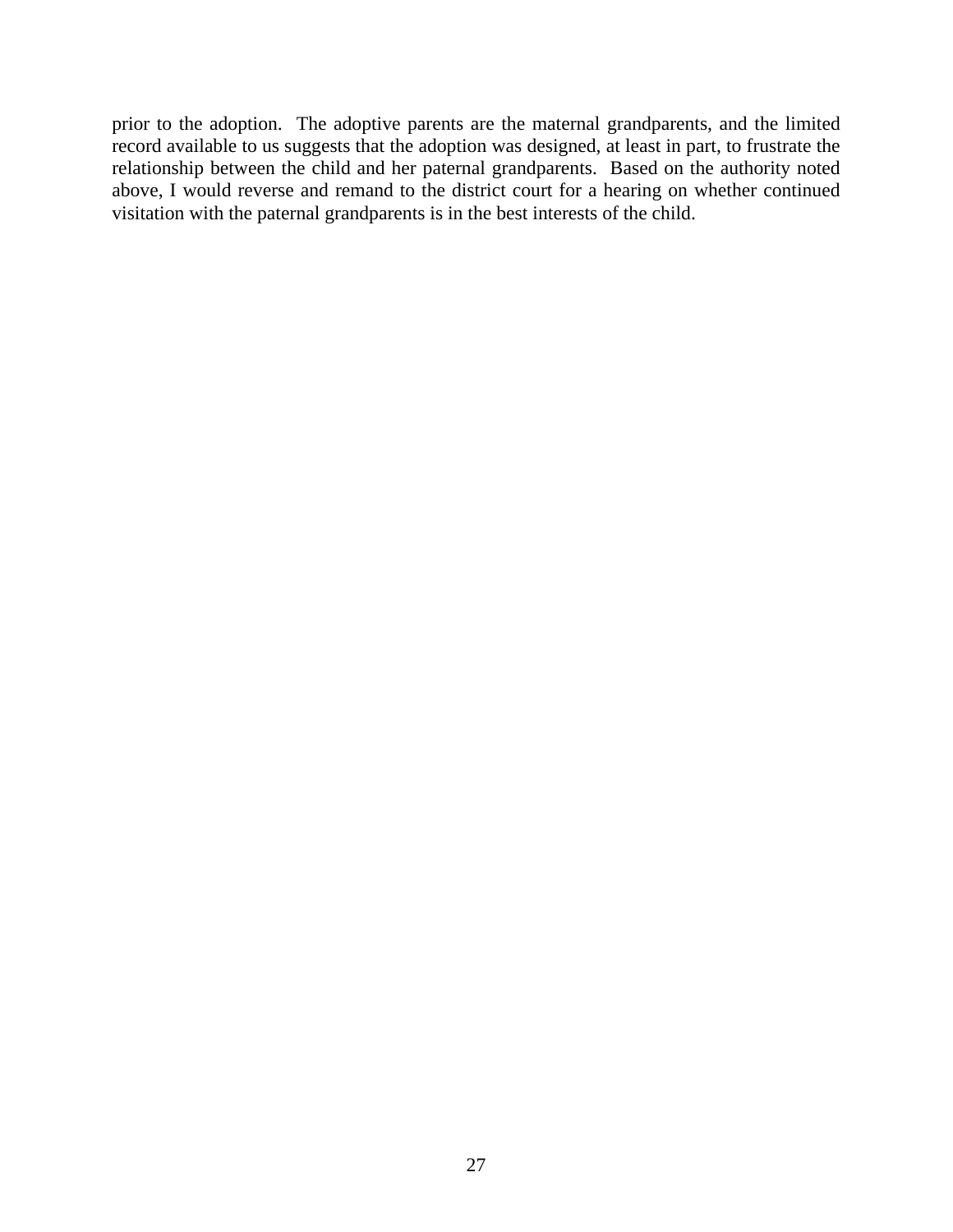prior to the adoption. The adoptive parents are the maternal grandparents, and the limited record available to us suggests that the adoption was designed, at least in part, to frustrate the relationship between the child and her paternal grandparents. Based on the authority noted above, I would reverse and remand to the district court for a hearing on whether continued visitation with the paternal grandparents is in the best interests of the child.